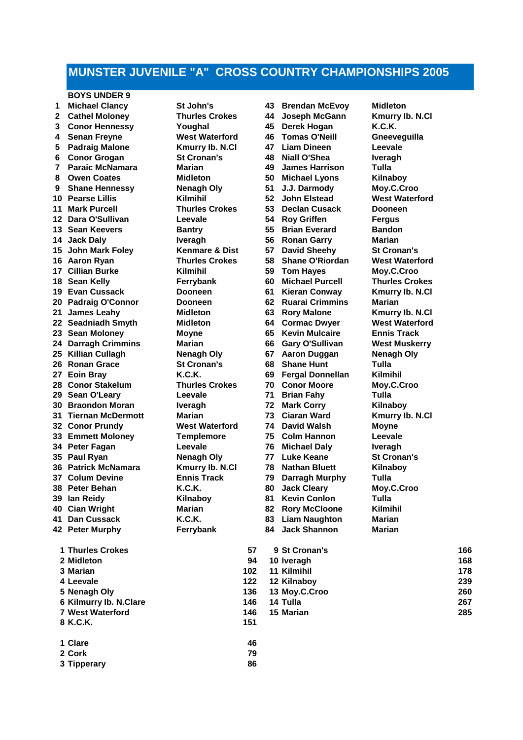# MUNSTER JUVENILE "A" CROSS COUNTRY CHAMPIONSHIPS 2005

## BOYS UNDER 9

| Pos | Name | Club |
|---|---|---|
| 1 | Michael Clancy | St John's |
| 2 | Cathel Moloney | Thurles Crokes |
| 3 | Conor Hennessy | Youghal |
| 4 | Senan Freyne | West Waterford |
| 5 | Padraig Malone | Kmurry Ib. N.Cl |
| 6 | Conor Grogan | St Cronan's |
| 7 | Paraic McNamara | Marian |
| 8 | Owen Coates | Midleton |
| 9 | Shane Hennessy | Nenagh Oly |
| 10 | Pearse Lillis | Kilmihil |
| 11 | Mark Purcell | Thurles Crokes |
| 12 | Dara O'Sullivan | Leevale |
| 13 | Sean Keevers | Bantry |
| 14 | Jack Daly | Iveragh |
| 15 | John Mark Foley | Kenmare & Dist |
| 16 | Aaron Ryan | Thurles Crokes |
| 17 | Cillian Burke | Kilmihil |
| 18 | Sean Kelly | Ferrybank |
| 19 | Evan Cussack | Dooneen |
| 20 | Padraig O'Connor | Dooneen |
| 21 | James Leahy | Midleton |
| 22 | Seadniadh Smyth | Midleton |
| 23 | Sean Moloney | Moyne |
| 24 | Darragh Crimmins | Marian |
| 25 | Killian Cullagh | Nenagh Oly |
| 26 | Ronan Grace | St Cronan's |
| 27 | Eoin Bray | K.C.K. |
| 28 | Conor Stakelum | Thurles Crokes |
| 29 | Sean O'Leary | Leevale |
| 30 | Braondon Moran | Iveragh |
| 31 | Tiernan McDermott | Marian |
| 32 | Conor Prundy | West Waterford |
| 33 | Emmett Moloney | Templemore |
| 34 | Peter Fagan | Leevale |
| 35 | Paul Ryan | Nenagh Oly |
| 36 | Patrick McNamara | Kmurry Ib. N.Cl |
| 37 | Colum Devine | Ennis Track |
| 38 | Peter Behan | K.C.K. |
| 39 | Ian Reidy | Kilnaboy |
| 40 | Cian Wright | Marian |
| 41 | Dan Cussack | K.C.K. |
| 42 | Peter Murphy | Ferrybank |
| 43 | Brendan McEvoy | Midleton |
| 44 | Joseph McGann | Kmurry Ib. N.Cl |
| 45 | Derek Hogan | K.C.K. |
| 46 | Tomas O'Neill | Gneeveguilla |
| 47 | Liam Dineen | Leevale |
| 48 | Niall O'Shea | Iveragh |
| 49 | James Harrison | Tulla |
| 50 | Michael Lyons | Kilnaboy |
| 51 | J.J. Darmody | Moy.C.Croo |
| 52 | John Elstead | West Waterford |
| 53 | Declan Cusack | Dooneen |
| 54 | Roy Griffen | Fergus |
| 55 | Brian Everard | Bandon |
| 56 | Ronan Garry | Marian |
| 57 | David Sheehy | St Cronan's |
| 58 | Shane O'Riordan | West Waterford |
| 59 | Tom Hayes | Moy.C.Croo |
| 60 | Michael Purcell | Thurles Crokes |
| 61 | Kieran Conway | Kmurry Ib. N.Cl |
| 62 | Ruarai Crimmins | Marian |
| 63 | Rory Malone | Kmurry Ib. N.Cl |
| 64 | Cormac Dwyer | West Waterford |
| 65 | Kevin Mulcaire | Ennis Track |
| 66 | Gary O'Sullivan | West Muskerry |
| 67 | Aaron Duggan | Nenagh Oly |
| 68 | Shane Hunt | Tulla |
| 69 | Fergal Donnellan | Kilmihil |
| 70 | Conor Moore | Moy.C.Croo |
| 71 | Brian Fahy | Tulla |
| 72 | Mark Corry | Kilnaboy |
| 73 | Ciaran Ward | Kmurry Ib. N.Cl |
| 74 | David Walsh | Moyne |
| 75 | Colm Hannon | Leevale |
| 76 | Michael Daly | Iveragh |
| 77 | Luke Keane | St Cronan's |
| 78 | Nathan Bluett | Kilnaboy |
| 79 | Darragh Murphy | Tulla |
| 80 | Jack Cleary | Moy.C.Croo |
| 81 | Kevin Conlon | Tulla |
| 82 | Rory McCloone | Kilmihil |
| 83 | Liam Naughton | Marian |
| 84 | Jack Shannon | Marian |

| Pos | Team | Points |
|---|---|---|
| 1 | Thurles Crokes | 57 |
| 2 | Midleton | 94 |
| 3 | Marian | 102 |
| 4 | Leevale | 122 |
| 5 | Nenagh Oly | 136 |
| 6 | Kilmurry Ib. N.Clare | 146 |
| 7 | West Waterford | 146 |
| 8 | K.C.K. | 151 |
| 9 | St Cronan's | 166 |
| 10 | Iveragh | 168 |
| 11 | Kilmihil | 178 |
| 12 | Kilnaboy | 239 |
| 13 | Moy.C.Croo | 260 |
| 14 | Tulla | 267 |
| 15 | Marian | 285 |

| Pos | County | Points |
|---|---|---|
| 1 | Clare | 46 |
| 2 | Cork | 79 |
| 3 | Tipperary | 86 |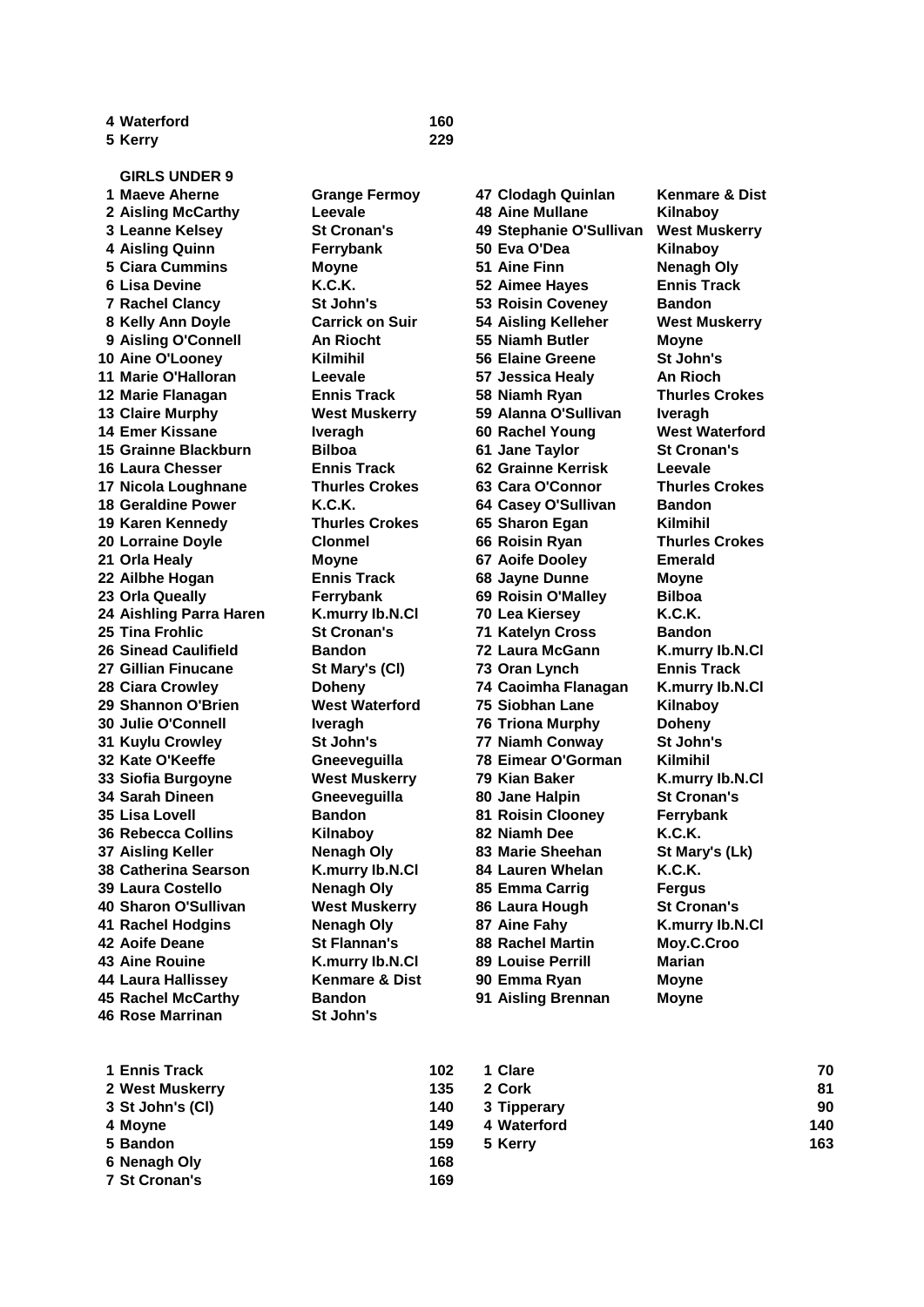| | | |
|---|---|---|
| 4 | Waterford | 160 |
| 5 | Kerry | 229 |

**GIRLS UNDER 9**

| Pos | Name | Club |
|---|---|---|
| 1 | Maeve Aherne | Grange Fermoy |
| 2 | Aisling McCarthy | Leevale |
| 3 | Leanne Kelsey | St Cronan's |
| 4 | Aisling Quinn | Ferrybank |
| 5 | Ciara Cummins | Moyne |
| 6 | Lisa Devine | K.C.K. |
| 7 | Rachel Clancy | St John's |
| 8 | Kelly Ann Doyle | Carrick on Suir |
| 9 | Aisling O'Connell | An Riocht |
| 10 | Aine O'Looney | Kilmihil |
| 11 | Marie O'Halloran | Leevale |
| 12 | Marie Flanagan | Ennis Track |
| 13 | Claire Murphy | West Muskerry |
| 14 | Emer Kissane | Iveragh |
| 15 | Grainne Blackburn | Bilboa |
| 16 | Laura Chesser | Ennis Track |
| 17 | Nicola Loughnane | Thurles Crokes |
| 18 | Geraldine Power | K.C.K. |
| 19 | Karen Kennedy | Thurles Crokes |
| 20 | Lorraine Doyle | Clonmel |
| 21 | Orla Healy | Moyne |
| 22 | Ailbhe Hogan | Ennis Track |
| 23 | Orla Queally | Ferrybank |
| 24 | Aishling Parra Haren | K.murry Ib.N.Cl |
| 25 | Tina Frohlic | St Cronan's |
| 26 | Sinead Caulifield | Bandon |
| 27 | Gillian Finucane | St Mary's (Cl) |
| 28 | Ciara Crowley | Doheny |
| 29 | Shannon O'Brien | West Waterford |
| 30 | Julie O'Connell | Iveragh |
| 31 | Kuylu Crowley | St John's |
| 32 | Kate O'Keeffe | Gneeveguilla |
| 33 | Siofia Burgoyne | West Muskerry |
| 34 | Sarah Dineen | Gneeveguilla |
| 35 | Lisa Lovell | Bandon |
| 36 | Rebecca Collins | Kilnaboy |
| 37 | Aisling Keller | Nenagh Oly |
| 38 | Catherina Searson | K.murry Ib.N.Cl |
| 39 | Laura Costello | Nenagh Oly |
| 40 | Sharon O'Sullivan | West Muskerry |
| 41 | Rachel Hodgins | Nenagh Oly |
| 42 | Aoife Deane | St Flannan's |
| 43 | Aine Rouine | K.murry Ib.N.Cl |
| 44 | Laura Hallissey | Kenmare & Dist |
| 45 | Rachel McCarthy | Bandon |
| 46 | Rose Marrinan | St John's |
| 47 | Clodagh Quinlan | Kenmare & Dist |
| 48 | Aine Mullane | Kilnaboy |
| 49 | Stephanie O'Sullivan | West Muskerry |
| 50 | Eva O'Dea | Kilnaboy |
| 51 | Aine Finn | Nenagh Oly |
| 52 | Aimee Hayes | Ennis Track |
| 53 | Roisin Coveney | Bandon |
| 54 | Aisling Kelleher | West Muskerry |
| 55 | Niamh Butler | Moyne |
| 56 | Elaine Greene | St John's |
| 57 | Jessica Healy | An Rioch |
| 58 | Niamh Ryan | Thurles Crokes |
| 59 | Alanna O'Sullivan | Iveragh |
| 60 | Rachel Young | West Waterford |
| 61 | Jane Taylor | St Cronan's |
| 62 | Grainne Kerrisk | Leevale |
| 63 | Cara O'Connor | Thurles Crokes |
| 64 | Casey O'Sullivan | Bandon |
| 65 | Sharon Egan | Kilmihil |
| 66 | Roisin Ryan | Thurles Crokes |
| 67 | Aoife Dooley | Emerald |
| 68 | Jayne Dunne | Moyne |
| 69 | Roisin O'Malley | Bilboa |
| 70 | Lea Kiersey | K.C.K. |
| 71 | Katelyn Cross | Bandon |
| 72 | Laura McGann | K.murry Ib.N.Cl |
| 73 | Oran Lynch | Ennis Track |
| 74 | Caoimha Flanagan | K.murry Ib.N.Cl |
| 75 | Siobhan Lane | Kilnaboy |
| 76 | Triona Murphy | Doheny |
| 77 | Niamh Conway | St John's |
| 78 | Eimear O'Gorman | Kilmihil |
| 79 | Kian Baker | K.murry Ib.N.Cl |
| 80 | Jane Halpin | St Cronan's |
| 81 | Roisin Clooney | Ferrybank |
| 82 | Niamh Dee | K.C.K. |
| 83 | Marie Sheehan | St Mary's (Lk) |
| 84 | Lauren Whelan | K.C.K. |
| 85 | Emma Carrig | Fergus |
| 86 | Laura Hough | St Cronan's |
| 87 | Aine Fahy | K.murry Ib.N.Cl |
| 88 | Rachel Martin | Moy.C.Croo |
| 89 | Louise Perrill | Marian |
| 90 | Emma Ryan | Moyne |
| 91 | Aisling Brennan | Moyne |

| Pos | Club | Points |
|---|---|---|
| 1 | Ennis Track | 102 |
| 2 | West Muskerry | 135 |
| 3 | St John's (Cl) | 140 |
| 4 | Moyne | 149 |
| 5 | Bandon | 159 |
| 6 | Nenagh Oly | 168 |
| 7 | St Cronan's | 169 |

| Pos | County | Points |
|---|---|---|
| 1 | Clare | 70 |
| 2 | Cork | 81 |
| 3 | Tipperary | 90 |
| 4 | Waterford | 140 |
| 5 | Kerry | 163 |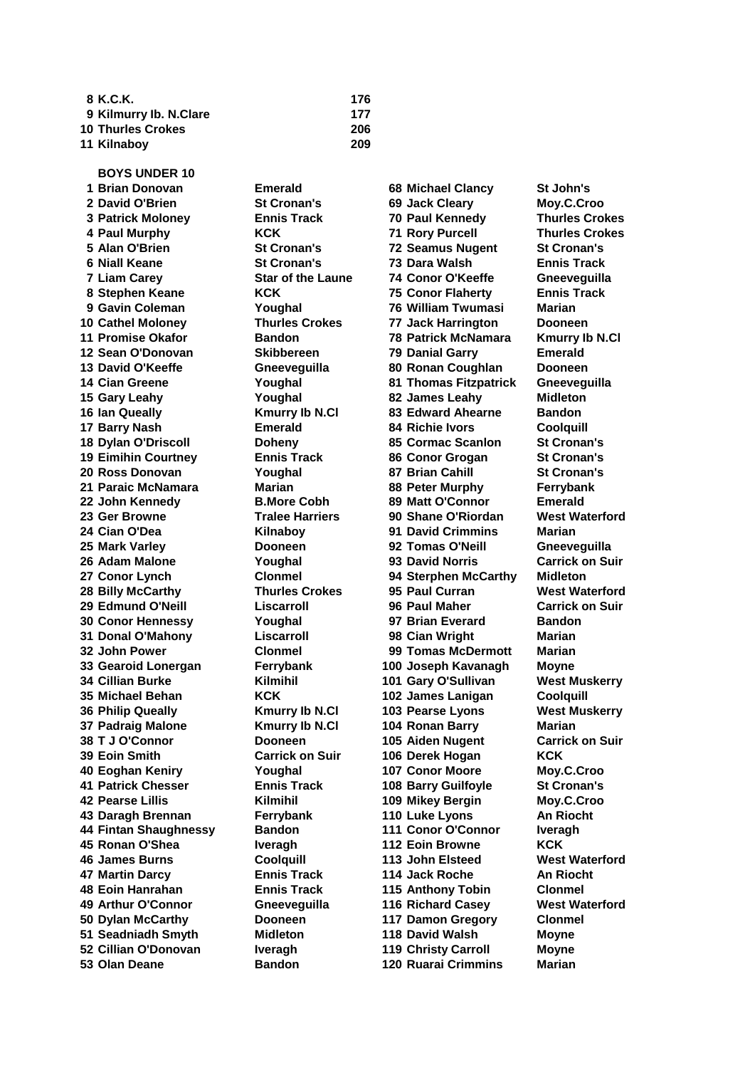| | | |
|---|---|---|
| 8 | K.C.K. | 176 |
| 9 | Kilmurry Ib. N.Clare | 177 |
| 10 | Thurles Crokes | 206 |
| 11 | Kilnaboy | 209 |

**BOYS UNDER 10**

| | Name | Club |
|---|---|---|
| 1 | Brian Donovan | Emerald |
| 2 | David O'Brien | St Cronan's |
| 3 | Patrick Moloney | Ennis Track |
| 4 | Paul Murphy | KCK |
| 5 | Alan O'Brien | St Cronan's |
| 6 | Niall Keane | St Cronan's |
| 7 | Liam Carey | Star of the Laune |
| 8 | Stephen Keane | KCK |
| 9 | Gavin Coleman | Youghal |
| 10 | Cathel Moloney | Thurles Crokes |
| 11 | Promise Okafor | Bandon |
| 12 | Sean O'Donovan | Skibbereen |
| 13 | David O'Keeffe | Gneeveguilla |
| 14 | Cian Greene | Youghal |
| 15 | Gary Leahy | Youghal |
| 16 | Ian Queally | Kmurry Ib N.Cl |
| 17 | Barry Nash | Emerald |
| 18 | Dylan O'Driscoll | Doheny |
| 19 | Eimihin Courtney | Ennis Track |
| 20 | Ross Donovan | Youghal |
| 21 | Paraic McNamara | Marian |
| 22 | John Kennedy | B.More Cobh |
| 23 | Ger Browne | Tralee Harriers |
| 24 | Cian O'Dea | Kilnaboy |
| 25 | Mark Varley | Dooneen |
| 26 | Adam Malone | Youghal |
| 27 | Conor Lynch | Clonmel |
| 28 | Billy McCarthy | Thurles Crokes |
| 29 | Edmund O'Neill | Liscarroll |
| 30 | Conor Hennessy | Youghal |
| 31 | Donal O'Mahony | Liscarroll |
| 32 | John Power | Clonmel |
| 33 | Gearoid Lonergan | Ferrybank |
| 34 | Cillian Burke | Kilmihil |
| 35 | Michael Behan | KCK |
| 36 | Philip Queally | Kmurry Ib N.Cl |
| 37 | Padraig Malone | Kmurry Ib N.Cl |
| 38 | T J O'Connor | Dooneen |
| 39 | Eoin Smith | Carrick on Suir |
| 40 | Eoghan Keniry | Youghal |
| 41 | Patrick Chesser | Ennis Track |
| 42 | Pearse Lillis | Kilmihil |
| 43 | Daragh Brennan | Ferrybank |
| 44 | Fintan Shaughnessy | Bandon |
| 45 | Ronan O'Shea | Iveragh |
| 46 | James Burns | Coolquill |
| 47 | Martin Darcy | Ennis Track |
| 48 | Eoin Hanrahan | Ennis Track |
| 49 | Arthur O'Connor | Gneeveguilla |
| 50 | Dylan McCarthy | Dooneen |
| 51 | Seadniadh Smyth | Midleton |
| 52 | Cillian O'Donovan | Iveragh |
| 53 | Olan Deane | Bandon |
| 68 | Michael Clancy | St John's |
| 69 | Jack Cleary | Moy.C.Croo |
| 70 | Paul Kennedy | Thurles Crokes |
| 71 | Rory Purcell | Thurles Crokes |
| 72 | Seamus Nugent | St Cronan's |
| 73 | Dara Walsh | Ennis Track |
| 74 | Conor O'Keeffe | Gneeveguilla |
| 75 | Conor Flaherty | Ennis Track |
| 76 | William Twumasi | Marian |
| 77 | Jack Harrington | Dooneen |
| 78 | Patrick McNamara | Kmurry Ib N.Cl |
| 79 | Danial Garry | Emerald |
| 80 | Ronan Coughlan | Dooneen |
| 81 | Thomas Fitzpatrick | Gneeveguilla |
| 82 | James Leahy | Midleton |
| 83 | Edward Ahearne | Bandon |
| 84 | Richie Ivors | Coolquill |
| 85 | Cormac Scanlon | St Cronan's |
| 86 | Conor Grogan | St Cronan's |
| 87 | Brian Cahill | St Cronan's |
| 88 | Peter Murphy | Ferrybank |
| 89 | Matt O'Connor | Emerald |
| 90 | Shane O'Riordan | West Waterford |
| 91 | David Crimmins | Marian |
| 92 | Tomas O'Neill | Gneeveguilla |
| 93 | David Norris | Carrick on Suir |
| 94 | Sterphen McCarthy | Midleton |
| 95 | Paul Curran | West Waterford |
| 96 | Paul Maher | Carrick on Suir |
| 97 | Brian Everard | Bandon |
| 98 | Cian Wright | Marian |
| 99 | Tomas McDermott | Marian |
| 100 | Joseph Kavanagh | Moyne |
| 101 | Gary O'Sullivan | West Muskerry |
| 102 | James Lanigan | Coolquill |
| 103 | Pearse Lyons | West Muskerry |
| 104 | Ronan Barry | Marian |
| 105 | Aiden Nugent | Carrick on Suir |
| 106 | Derek Hogan | KCK |
| 107 | Conor Moore | Moy.C.Croo |
| 108 | Barry Guilfoyle | St Cronan's |
| 109 | Mikey Bergin | Moy.C.Croo |
| 110 | Luke Lyons | An Riocht |
| 111 | Conor O'Connor | Iveragh |
| 112 | Eoin Browne | KCK |
| 113 | John Elsteed | West Waterford |
| 114 | Jack Roche | An Riocht |
| 115 | Anthony Tobin | Clonmel |
| 116 | Richard Casey | West Waterford |
| 117 | Damon Gregory | Clonmel |
| 118 | David Walsh | Moyne |
| 119 | Christy Carroll | Moyne |
| 120 | Ruarai Crimmins | Marian |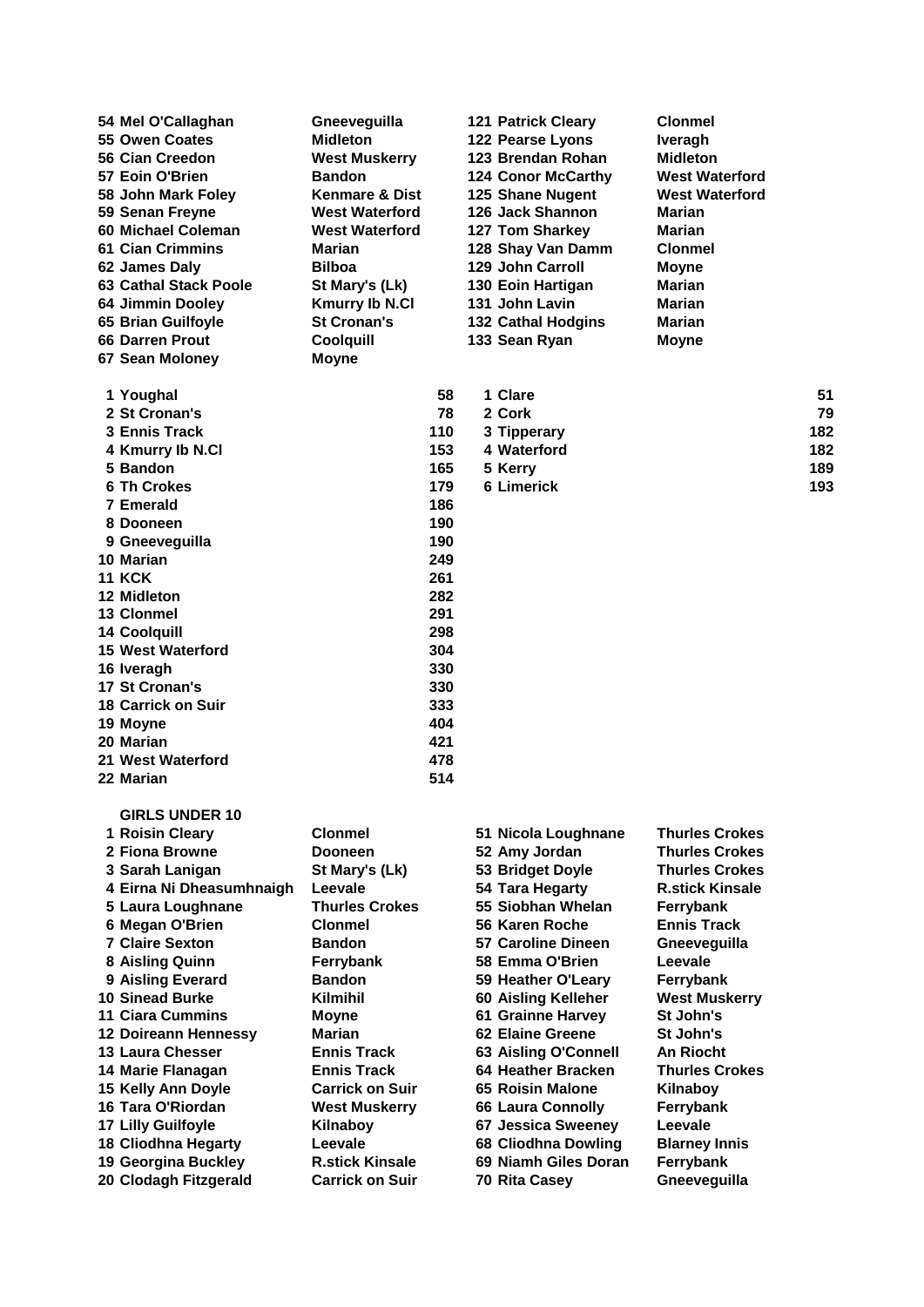| Pos | Name | Club |
|---|---|---|
| 54 | Mel O'Callaghan | Gneeveguilla |
| 55 | Owen Coates | Midleton |
| 56 | Cian Creedon | West Muskerry |
| 57 | Eoin O'Brien | Bandon |
| 58 | John Mark Foley | Kenmare & Dist |
| 59 | Senan Freyne | West Waterford |
| 60 | Michael Coleman | West Waterford |
| 61 | Cian Crimmins | Marian |
| 62 | James Daly | Bilboa |
| 63 | Cathal Stack Poole | St Mary's (Lk) |
| 64 | Jimmin Dooley | Kmurry Ib N.Cl |
| 65 | Brian Guilfoyle | St Cronan's |
| 66 | Darren Prout | Coolquill |
| 67 | Sean Moloney | Moyne |
| 121 | Patrick Cleary | Clonmel |
| 122 | Pearse Lyons | Iveragh |
| 123 | Brendan Rohan | Midleton |
| 124 | Conor McCarthy | West Waterford |
| 125 | Shane Nugent | West Waterford |
| 126 | Jack Shannon | Marian |
| 127 | Tom Sharkey | Marian |
| 128 | Shay Van Damm | Clonmel |
| 129 | John Carroll | Moyne |
| 130 | Eoin Hartigan | Marian |
| 131 | John Lavin | Marian |
| 132 | Cathal Hodgins | Marian |
| 133 | Sean Ryan | Moyne |

| Pos | Club | Points |
|---|---|---|
| 1 | Youghal | 58 |
| 2 | St Cronan's | 78 |
| 3 | Ennis Track | 110 |
| 4 | Kmurry Ib N.Cl | 153 |
| 5 | Bandon | 165 |
| 6 | Th Crokes | 179 |
| 7 | Emerald | 186 |
| 8 | Dooneen | 190 |
| 9 | Gneeveguilla | 190 |
| 10 | Marian | 249 |
| 11 | KCK | 261 |
| 12 | Midleton | 282 |
| 13 | Clonmel | 291 |
| 14 | Coolquill | 298 |
| 15 | West Waterford | 304 |
| 16 | Iveragh | 330 |
| 17 | St Cronan's | 330 |
| 18 | Carrick on Suir | 333 |
| 19 | Moyne | 404 |
| 20 | Marian | 421 |
| 21 | West Waterford | 478 |
| 22 | Marian | 514 |

| Pos | County | Points |
|---|---|---|
| 1 | Clare | 51 |
| 2 | Cork | 79 |
| 3 | Tipperary | 182 |
| 4 | Waterford | 182 |
| 5 | Kerry | 189 |
| 6 | Limerick | 193 |

## GIRLS UNDER 10

| Pos | Name | Club |
|---|---|---|
| 1 | Roisin Cleary | Clonmel |
| 2 | Fiona Browne | Dooneen |
| 3 | Sarah Lanigan | St Mary's (Lk) |
| 4 | Eirna Ni Dheasumhnaigh | Leevale |
| 5 | Laura Loughnane | Thurles Crokes |
| 6 | Megan O'Brien | Clonmel |
| 7 | Claire Sexton | Bandon |
| 8 | Aisling Quinn | Ferrybank |
| 9 | Aisling Everard | Bandon |
| 10 | Sinead Burke | Kilmihil |
| 11 | Ciara Cummins | Moyne |
| 12 | Doireann Hennessy | Marian |
| 13 | Laura Chesser | Ennis Track |
| 14 | Marie Flanagan | Ennis Track |
| 15 | Kelly Ann Doyle | Carrick on Suir |
| 16 | Tara O'Riordan | West Muskerry |
| 17 | Lilly Guilfoyle | Kilnaboy |
| 18 | Cliodhna Hegarty | Leevale |
| 19 | Georgina Buckley | R.stick Kinsale |
| 20 | Clodagh Fitzgerald | Carrick on Suir |
| 51 | Nicola Loughnane | Thurles Crokes |
| 52 | Amy Jordan | Thurles Crokes |
| 53 | Bridget Doyle | Thurles Crokes |
| 54 | Tara Hegarty | R.stick Kinsale |
| 55 | Siobhan Whelan | Ferrybank |
| 56 | Karen Roche | Ennis Track |
| 57 | Caroline Dineen | Gneeveguilla |
| 58 | Emma O'Brien | Leevale |
| 59 | Heather O'Leary | Ferrybank |
| 60 | Aisling Kelleher | West Muskerry |
| 61 | Grainne Harvey | St John's |
| 62 | Elaine Greene | St John's |
| 63 | Aisling O'Connell | An Riocht |
| 64 | Heather Bracken | Thurles Crokes |
| 65 | Roisin Malone | Kilnaboy |
| 66 | Laura Connolly | Ferrybank |
| 67 | Jessica Sweeney | Leevale |
| 68 | Cliodhna Dowling | Blarney Innis |
| 69 | Niamh Giles Doran | Ferrybank |
| 70 | Rita Casey | Gneeveguilla |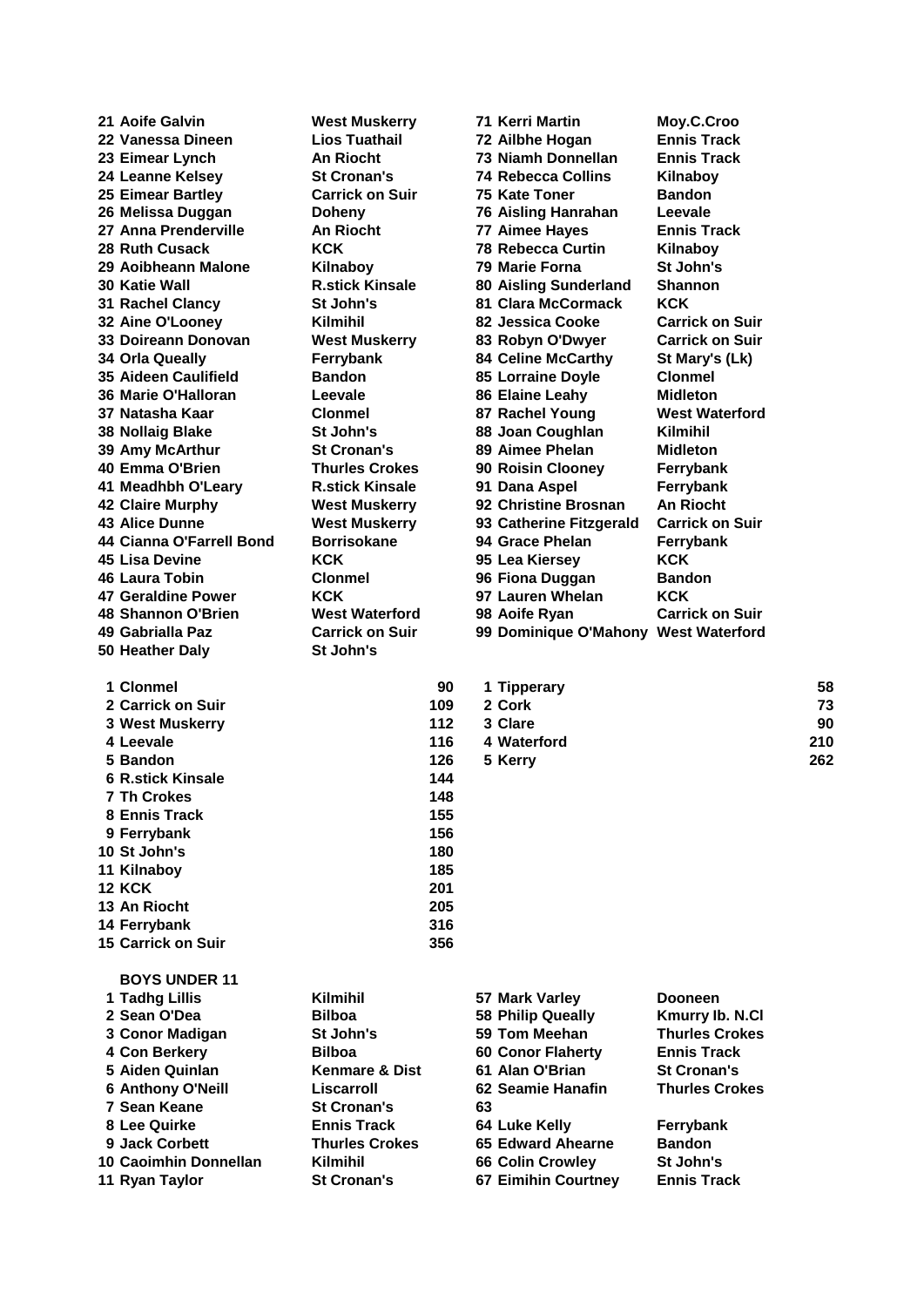| Pos | Name | Club |
|---|---|---|
| 21 | Aoife Galvin | West Muskerry |
| 22 | Vanessa Dineen | Lios Tuathail |
| 23 | Eimear Lynch | An Riocht |
| 24 | Leanne Kelsey | St Cronan's |
| 25 | Eimear Bartley | Carrick on Suir |
| 26 | Melissa Duggan | Doheny |
| 27 | Anna Prenderville | An Riocht |
| 28 | Ruth Cusack | KCK |
| 29 | Aoibheann Malone | Kilnaboy |
| 30 | Katie Wall | R.stick Kinsale |
| 31 | Rachel Clancy | St John's |
| 32 | Aine O'Looney | Kilmihil |
| 33 | Doireann Donovan | West Muskerry |
| 34 | Orla Queally | Ferrybank |
| 35 | Aideen Caulifield | Bandon |
| 36 | Marie O'Halloran | Leevale |
| 37 | Natasha Kaar | Clonmel |
| 38 | Nollaig Blake | St John's |
| 39 | Amy McArthur | St Cronan's |
| 40 | Emma O'Brien | Thurles Crokes |
| 41 | Meadhbh O'Leary | R.stick Kinsale |
| 42 | Claire Murphy | West Muskerry |
| 43 | Alice Dunne | West Muskerry |
| 44 | Cianna O'Farrell Bond | Borrisokane |
| 45 | Lisa Devine | KCK |
| 46 | Laura Tobin | Clonmel |
| 47 | Geraldine Power | KCK |
| 48 | Shannon O'Brien | West Waterford |
| 49 | Gabrialla Paz | Carrick on Suir |
| 50 | Heather Daly | St John's |
| 71 | Kerri Martin | Moy.C.Croo |
| 72 | Ailbhe Hogan | Ennis Track |
| 73 | Niamh Donnellan | Ennis Track |
| 74 | Rebecca Collins | Kilnaboy |
| 75 | Kate Toner | Bandon |
| 76 | Aisling Hanrahan | Leevale |
| 77 | Aimee Hayes | Ennis Track |
| 78 | Rebecca Curtin | Kilnaboy |
| 79 | Marie Forna | St John's |
| 80 | Aisling Sunderland | Shannon |
| 81 | Clara McCormack | KCK |
| 82 | Jessica Cooke | Carrick on Suir |
| 83 | Robyn O'Dwyer | Carrick on Suir |
| 84 | Celine McCarthy | St Mary's (Lk) |
| 85 | Lorraine Doyle | Clonmel |
| 86 | Elaine Leahy | Midleton |
| 87 | Rachel Young | West Waterford |
| 88 | Joan Coughlan | Kilmihil |
| 89 | Aimee Phelan | Midleton |
| 90 | Roisin Clooney | Ferrybank |
| 91 | Dana Aspel | Ferrybank |
| 92 | Christine Brosnan | An Riocht |
| 93 | Catherine Fitzgerald | Carrick on Suir |
| 94 | Grace Phelan | Ferrybank |
| 95 | Lea Kiersey | KCK |
| 96 | Fiona Duggan | Bandon |
| 97 | Lauren Whelan | KCK |
| 98 | Aoife Ryan | Carrick on Suir |
| 99 | Dominique O'Mahony | West Waterford |

| Pos | Club | Points |
|---|---|---|
| 1 | Clonmel | 90 |
| 2 | Carrick on Suir | 109 |
| 3 | West Muskerry | 112 |
| 4 | Leevale | 116 |
| 5 | Bandon | 126 |
| 6 | R.stick Kinsale | 144 |
| 7 | Th Crokes | 148 |
| 8 | Ennis Track | 155 |
| 9 | Ferrybank | 156 |
| 10 | St John's | 180 |
| 11 | Kilnaboy | 185 |
| 12 | KCK | 201 |
| 13 | An Riocht | 205 |
| 14 | Ferrybank | 316 |
| 15 | Carrick on Suir | 356 |

| Pos | County | Points |
|---|---|---|
| 1 | Tipperary | 58 |
| 2 | Cork | 73 |
| 3 | Clare | 90 |
| 4 | Waterford | 210 |
| 5 | Kerry | 262 |

## BOYS UNDER 11

| Pos | Name | Club |
|---|---|---|
| 1 | Tadhg Lillis | Kilmihil |
| 2 | Sean O'Dea | Bilboa |
| 3 | Conor Madigan | St John's |
| 4 | Con Berkery | Bilboa |
| 5 | Aiden Quinlan | Kenmare & Dist |
| 6 | Anthony O'Neill | Liscarroll |
| 7 | Sean Keane | St Cronan's |
| 8 | Lee Quirke | Ennis Track |
| 9 | Jack Corbett | Thurles Crokes |
| 10 | Caoimhin Donnellan | Kilmihil |
| 11 | Ryan Taylor | St Cronan's |
| 57 | Mark Varley | Dooneen |
| 58 | Philip Queally | Kmurry Ib. N.Cl |
| 59 | Tom Meehan | Thurles Crokes |
| 60 | Conor Flaherty | Ennis Track |
| 61 | Alan O'Brian | St Cronan's |
| 62 | Seamie Hanafin | Thurles Crokes |
| 63 | | |
| 64 | Luke Kelly | Ferrybank |
| 65 | Edward Ahearne | Bandon |
| 66 | Colin Crowley | St John's |
| 67 | Eimihin Courtney | Ennis Track |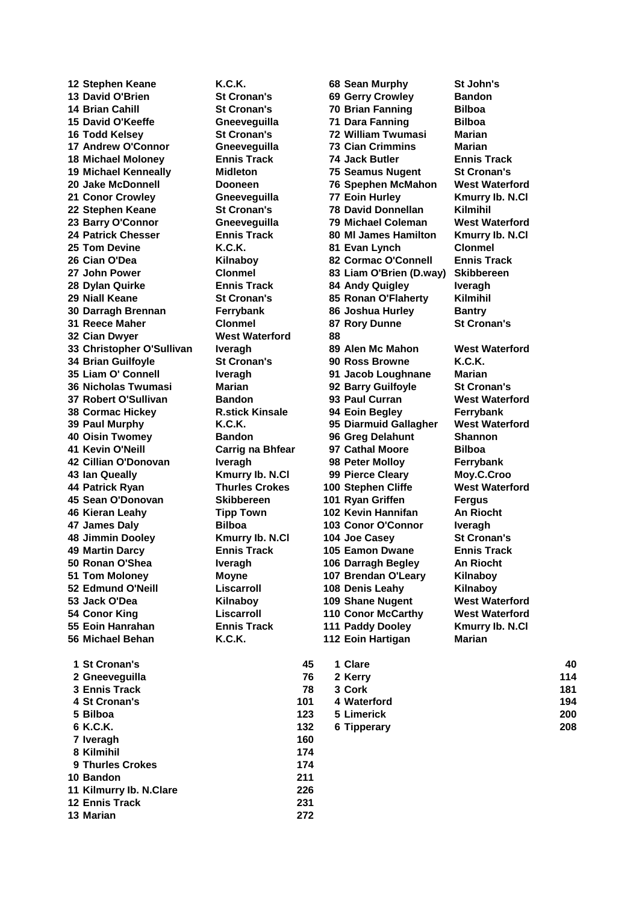| Pos | Name | Club |
|---|---|---|
| 12 | Stephen Keane | K.C.K. |
| 13 | David O'Brien | St Cronan's |
| 14 | Brian Cahill | St Cronan's |
| 15 | David O'Keeffe | Gneeveguilla |
| 16 | Todd Kelsey | St Cronan's |
| 17 | Andrew O'Connor | Gneeveguilla |
| 18 | Michael Moloney | Ennis Track |
| 19 | Michael Kenneally | Midleton |
| 20 | Jake McDonnell | Dooneen |
| 21 | Conor Crowley | Gneeveguilla |
| 22 | Stephen Keane | St Cronan's |
| 23 | Barry O'Connor | Gneeveguilla |
| 24 | Patrick Chesser | Ennis Track |
| 25 | Tom Devine | K.C.K. |
| 26 | Cian O'Dea | Kilnaboy |
| 27 | John Power | Clonmel |
| 28 | Dylan Quirke | Ennis Track |
| 29 | Niall Keane | St Cronan's |
| 30 | Darragh Brennan | Ferrybank |
| 31 | Reece Maher | Clonmel |
| 32 | Cian Dwyer | West Waterford |
| 33 | Christopher O'Sullivan | Iveragh |
| 34 | Brian Guilfoyle | St Cronan's |
| 35 | Liam O' Connell | Iveragh |
| 36 | Nicholas Twumasi | Marian |
| 37 | Robert O'Sullivan | Bandon |
| 38 | Cormac Hickey | R.stick Kinsale |
| 39 | Paul Murphy | K.C.K. |
| 40 | Oisin Twomey | Bandon |
| 41 | Kevin O'Neill | Carrig na Bhfear |
| 42 | Cillian O'Donovan | Iveragh |
| 43 | Ian Queally | Kmurry Ib. N.Cl |
| 44 | Patrick Ryan | Thurles Crokes |
| 45 | Sean O'Donovan | Skibbereen |
| 46 | Kieran Leahy | Tipp Town |
| 47 | James Daly | Bilboa |
| 48 | Jimmin Dooley | Kmurry Ib. N.Cl |
| 49 | Martin Darcy | Ennis Track |
| 50 | Ronan O'Shea | Iveragh |
| 51 | Tom Moloney | Moyne |
| 52 | Edmund O'Neill | Liscarroll |
| 53 | Jack O'Dea | Kilnaboy |
| 54 | Conor King | Liscarroll |
| 55 | Eoin Hanrahan | Ennis Track |
| 56 | Michael Behan | K.C.K. |
| 68 | Sean Murphy | St John's |
| 69 | Gerry Crowley | Bandon |
| 70 | Brian Fanning | Bilboa |
| 71 | Dara Fanning | Bilboa |
| 72 | William Twumasi | Marian |
| 73 | Cian Crimmins | Marian |
| 74 | Jack Butler | Ennis Track |
| 75 | Seamus Nugent | St Cronan's |
| 76 | Spephen McMahon | West Waterford |
| 77 | Eoin Hurley | Kmurry Ib. N.Cl |
| 78 | David Donnellan | Kilmihil |
| 79 | Michael Coleman | West Waterford |
| 80 | Ml James Hamilton | Kmurry Ib. N.Cl |
| 81 | Evan Lynch | Clonmel |
| 82 | Cormac O'Connell | Ennis Track |
| 83 | Liam O'Brien (D.way) | Skibbereen |
| 84 | Andy Quigley | Iveragh |
| 85 | Ronan O'Flaherty | Kilmihil |
| 86 | Joshua Hurley | Bantry |
| 87 | Rory Dunne | St Cronan's |
| 88 | | |
| 89 | Alen Mc Mahon | West Waterford |
| 90 | Ross Browne | K.C.K. |
| 91 | Jacob Loughnane | Marian |
| 92 | Barry Guilfoyle | St Cronan's |
| 93 | Paul Curran | West Waterford |
| 94 | Eoin Begley | Ferrybank |
| 95 | Diarmuid Gallagher | West Waterford |
| 96 | Greg Delahunt | Shannon |
| 97 | Cathal Moore | Bilboa |
| 98 | Peter Molloy | Ferrybank |
| 99 | Pierce Cleary | Moy.C.Croo |
| 100 | Stephen Cliffe | West Waterford |
| 101 | Ryan Griffen | Fergus |
| 102 | Kevin Hannifan | An Riocht |
| 103 | Conor O'Connor | Iveragh |
| 104 | Joe Casey | St Cronan's |
| 105 | Eamon Dwane | Ennis Track |
| 106 | Darragh Begley | An Riocht |
| 107 | Brendan O'Leary | Kilnaboy |
| 108 | Denis Leahy | Kilnaboy |
| 109 | Shane Nugent | West Waterford |
| 110 | Conor McCarthy | West Waterford |
| 111 | Paddy Dooley | Kmurry Ib. N.Cl |
| 112 | Eoin Hartigan | Marian |

| Pos | Club | Points |
|---|---|---|
| 1 | St Cronan's | 45 |
| 2 | Gneeveguilla | 76 |
| 3 | Ennis Track | 78 |
| 4 | St Cronan's | 101 |
| 5 | Bilboa | 123 |
| 6 | K.C.K. | 132 |
| 7 | Iveragh | 160 |
| 8 | Kilmihil | 174 |
| 9 | Thurles Crokes | 174 |
| 10 | Bandon | 211 |
| 11 | Kilmurry Ib. N.Clare | 226 |
| 12 | Ennis Track | 231 |
| 13 | Marian | 272 |

| Pos | County | Points |
|---|---|---|
| 1 | Clare | 40 |
| 2 | Kerry | 114 |
| 3 | Cork | 181 |
| 4 | Waterford | 194 |
| 5 | Limerick | 200 |
| 6 | Tipperary | 208 |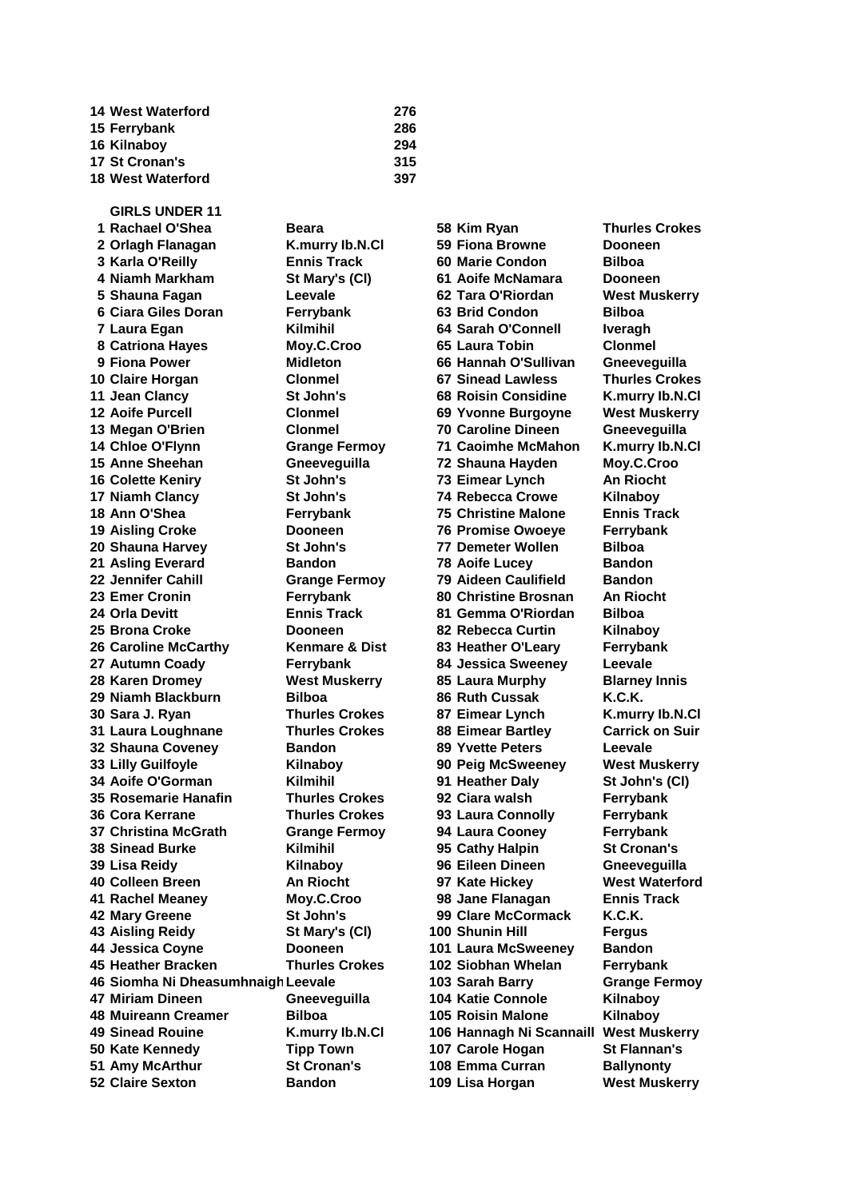| | | |
|---|---|---|
| 14 | West Waterford | 276 |
| 15 | Ferrybank | 286 |
| 16 | Kilnaboy | 294 |
| 17 | St Cronan's | 315 |
| 18 | West Waterford | 397 |

**GIRLS UNDER 11**

| Pos | Name | Club |
|---|---|---|
| 1 | Rachael O'Shea | Beara |
| 2 | Orlagh Flanagan | K.murry Ib.N.Cl |
| 3 | Karla O'Reilly | Ennis Track |
| 4 | Niamh Markham | St Mary's (Cl) |
| 5 | Shauna Fagan | Leevale |
| 6 | Ciara Giles Doran | Ferrybank |
| 7 | Laura Egan | Kilmihil |
| 8 | Catriona Hayes | Moy.C.Croo |
| 9 | Fiona Power | Midleton |
| 10 | Claire Horgan | Clonmel |
| 11 | Jean Clancy | St John's |
| 12 | Aoife Purcell | Clonmel |
| 13 | Megan O'Brien | Clonmel |
| 14 | Chloe O'Flynn | Grange Fermoy |
| 15 | Anne Sheehan | Gneeveguilla |
| 16 | Colette Keniry | St John's |
| 17 | Niamh Clancy | St John's |
| 18 | Ann O'Shea | Ferrybank |
| 19 | Aisling Croke | Dooneen |
| 20 | Shauna Harvey | St John's |
| 21 | Asling Everard | Bandon |
| 22 | Jennifer Cahill | Grange Fermoy |
| 23 | Emer Cronin | Ferrybank |
| 24 | Orla Devitt | Ennis Track |
| 25 | Brona Croke | Dooneen |
| 26 | Caroline McCarthy | Kenmare & Dist |
| 27 | Autumn Coady | Ferrybank |
| 28 | Karen Dromey | West Muskerry |
| 29 | Niamh Blackburn | Bilboa |
| 30 | Sara J. Ryan | Thurles Crokes |
| 31 | Laura Loughnane | Thurles Crokes |
| 32 | Shauna Coveney | Bandon |
| 33 | Lilly Guilfoyle | Kilnaboy |
| 34 | Aoife O'Gorman | Kilmihil |
| 35 | Rosemarie Hanafin | Thurles Crokes |
| 36 | Cora Kerrane | Thurles Crokes |
| 37 | Christina McGrath | Grange Fermoy |
| 38 | Sinead Burke | Kilmihil |
| 39 | Lisa Reidy | Kilnaboy |
| 40 | Colleen Breen | An Riocht |
| 41 | Rachel Meaney | Moy.C.Croo |
| 42 | Mary Greene | St John's |
| 43 | Aisling Reidy | St Mary's (Cl) |
| 44 | Jessica Coyne | Dooneen |
| 45 | Heather Bracken | Thurles Crokes |
| 46 | Siomha Ni Dheasumhnaigh | Leevale |
| 47 | Miriam Dineen | Gneeveguilla |
| 48 | Muireann Creamer | Bilboa |
| 49 | Sinead Rouine | K.murry Ib.N.Cl |
| 50 | Kate Kennedy | Tipp Town |
| 51 | Amy McArthur | St Cronan's |
| 52 | Claire Sexton | Bandon |
| 58 | Kim Ryan | Thurles Crokes |
| 59 | Fiona Browne | Dooneen |
| 60 | Marie Condon | Bilboa |
| 61 | Aoife McNamara | Dooneen |
| 62 | Tara O'Riordan | West Muskerry |
| 63 | Brid Condon | Bilboa |
| 64 | Sarah O'Connell | Iveragh |
| 65 | Laura Tobin | Clonmel |
| 66 | Hannah O'Sullivan | Gneeveguilla |
| 67 | Sinead Lawless | Thurles Crokes |
| 68 | Roisin Considine | K.murry Ib.N.Cl |
| 69 | Yvonne Burgoyne | West Muskerry |
| 70 | Caroline Dineen | Gneeveguilla |
| 71 | Caoimhe McMahon | K.murry Ib.N.Cl |
| 72 | Shauna Hayden | Moy.C.Croo |
| 73 | Eimear Lynch | An Riocht |
| 74 | Rebecca Crowe | Kilnaboy |
| 75 | Christine Malone | Ennis Track |
| 76 | Promise Owoeye | Ferrybank |
| 77 | Demeter Wollen | Bilboa |
| 78 | Aoife Lucey | Bandon |
| 79 | Aideen Caulifield | Bandon |
| 80 | Christine Brosnan | An Riocht |
| 81 | Gemma O'Riordan | Bilboa |
| 82 | Rebecca Curtin | Kilnaboy |
| 83 | Heather O'Leary | Ferrybank |
| 84 | Jessica Sweeney | Leevale |
| 85 | Laura Murphy | Blarney Innis |
| 86 | Ruth Cussak | K.C.K. |
| 87 | Eimear Lynch | K.murry Ib.N.Cl |
| 88 | Eimear Bartley | Carrick on Suir |
| 89 | Yvette Peters | Leevale |
| 90 | Peig McSweeney | West Muskerry |
| 91 | Heather Daly | St John's (Cl) |
| 92 | Ciara walsh | Ferrybank |
| 93 | Laura Connolly | Ferrybank |
| 94 | Laura Cooney | Ferrybank |
| 95 | Cathy Halpin | St Cronan's |
| 96 | Eileen Dineen | Gneeveguilla |
| 97 | Kate Hickey | West Waterford |
| 98 | Jane Flanagan | Ennis Track |
| 99 | Clare McCormack | K.C.K. |
| 100 | Shunin Hill | Fergus |
| 101 | Laura McSweeney | Bandon |
| 102 | Siobhan Whelan | Ferrybank |
| 103 | Sarah Barry | Grange Fermoy |
| 104 | Katie Connole | Kilnaboy |
| 105 | Roisin Malone | Kilnaboy |
| 106 | Hannagh Ni Scannaill | West Muskerry |
| 107 | Carole Hogan | St Flannan's |
| 108 | Emma Curran | Ballynonty |
| 109 | Lisa Horgan | West Muskerry |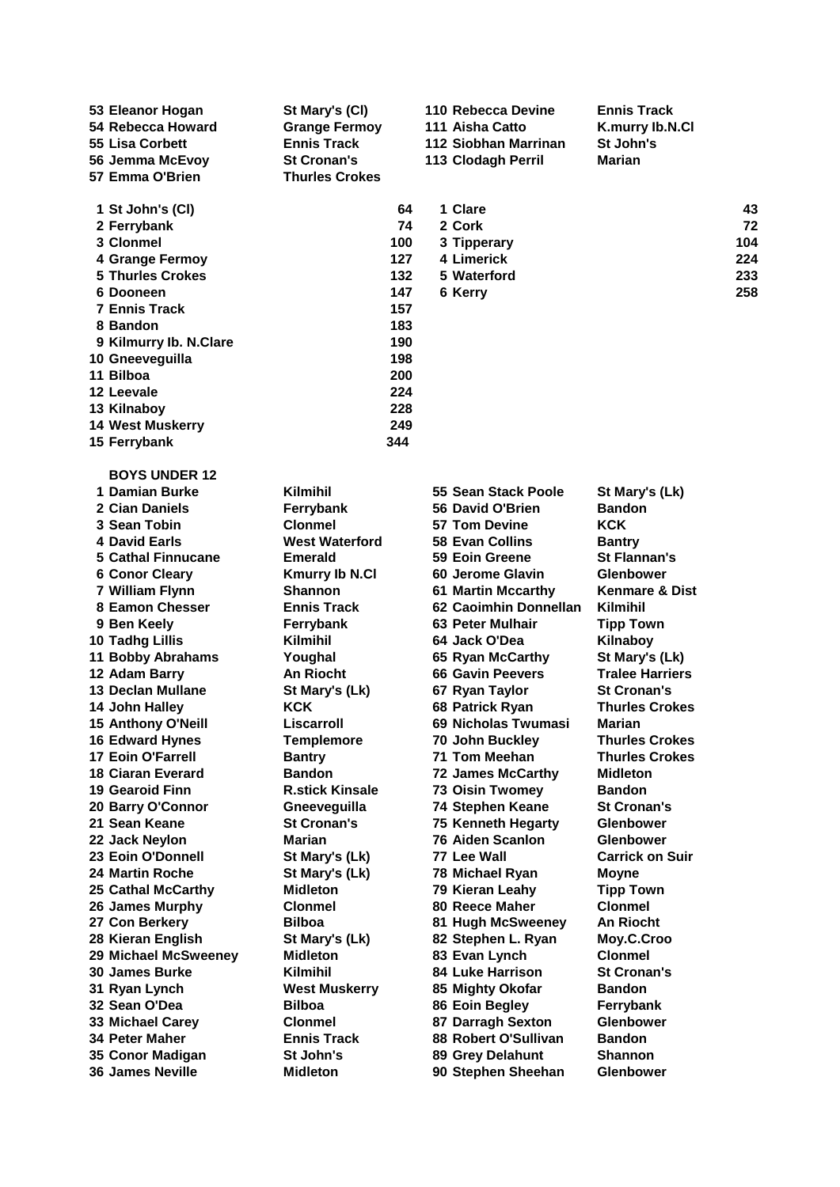| | | | |
|---|---|---|---|
| 53 Eleanor Hogan | St Mary's (Cl) | 110 Rebecca Devine | Ennis Track |
| 54 Rebecca Howard | Grange Fermoy | 111 Aisha Catto | K.murry Ib.N.Cl |
| 55 Lisa Corbett | Ennis Track | 112 Siobhan Marrinan | St John's |
| 56 Jemma McEvoy | St Cronan's | 113 Clodagh Perril | Marian |
| 57 Emma O'Brien | Thurles Crokes | | |

| | | | |
|---|---|---|---|
| 1 St John's (Cl) | 64 | 1 Clare | 43 |
| 2 Ferrybank | 74 | 2 Cork | 72 |
| 3 Clonmel | 100 | 3 Tipperary | 104 |
| 4 Grange Fermoy | 127 | 4 Limerick | 224 |
| 5 Thurles Crokes | 132 | 5 Waterford | 233 |
| 6 Dooneen | 147 | 6 Kerry | 258 |
| 7 Ennis Track | 157 | | |
| 8 Bandon | 183 | | |
| 9 Kilmurry Ib. N.Clare | 190 | | |
| 10 Gneeveguilla | 198 | | |
| 11 Bilboa | 200 | | |
| 12 Leevale | 224 | | |
| 13 Kilnaboy | 228 | | |
| 14 West Muskerry | 249 | | |
| 15 Ferrybank | 344 | | |

**BOYS UNDER 12**

| | | | |
|---|---|---|---|
| 1 Damian Burke | Kilmihil | 55 Sean Stack Poole | St Mary's (Lk) |
| 2 Cian Daniels | Ferrybank | 56 David O'Brien | Bandon |
| 3 Sean Tobin | Clonmel | 57 Tom Devine | KCK |
| 4 David Earls | West Waterford | 58 Evan Collins | Bantry |
| 5 Cathal Finnucane | Emerald | 59 Eoin Greene | St Flannan's |
| 6 Conor Cleary | Kmurry Ib N.Cl | 60 Jerome Glavin | Glenbower |
| 7 William Flynn | Shannon | 61 Martin Mccarthy | Kenmare & Dist |
| 8 Eamon Chesser | Ennis Track | 62 Caoimhin Donnellan | Kilmihil |
| 9 Ben Keely | Ferrybank | 63 Peter Mulhair | Tipp Town |
| 10 Tadhg Lillis | Kilmihil | 64 Jack O'Dea | Kilnaboy |
| 11 Bobby Abrahams | Youghal | 65 Ryan McCarthy | St Mary's (Lk) |
| 12 Adam Barry | An Riocht | 66 Gavin Peevers | Tralee Harriers |
| 13 Declan Mullane | St Mary's (Lk) | 67 Ryan Taylor | St Cronan's |
| 14 John Halley | KCK | 68 Patrick Ryan | Thurles Crokes |
| 15 Anthony O'Neill | Liscarroll | 69 Nicholas Twumasi | Marian |
| 16 Edward Hynes | Templemore | 70 John Buckley | Thurles Crokes |
| 17 Eoin O'Farrell | Bantry | 71 Tom Meehan | Thurles Crokes |
| 18 Ciaran Everard | Bandon | 72 James McCarthy | Midleton |
| 19 Gearoid Finn | R.stick Kinsale | 73 Oisin Twomey | Bandon |
| 20 Barry O'Connor | Gneeveguilla | 74 Stephen Keane | St Cronan's |
| 21 Sean Keane | St Cronan's | 75 Kenneth Hegarty | Glenbower |
| 22 Jack Neylon | Marian | 76 Aiden Scanlon | Glenbower |
| 23 Eoin O'Donnell | St Mary's (Lk) | 77 Lee Wall | Carrick on Suir |
| 24 Martin Roche | St Mary's (Lk) | 78 Michael Ryan | Moyne |
| 25 Cathal McCarthy | Midleton | 79 Kieran Leahy | Tipp Town |
| 26 James Murphy | Clonmel | 80 Reece Maher | Clonmel |
| 27 Con Berkery | Bilboa | 81 Hugh McSweeney | An Riocht |
| 28 Kieran English | St Mary's (Lk) | 82 Stephen L. Ryan | Moy.C.Croo |
| 29 Michael McSweeney | Midleton | 83 Evan Lynch | Clonmel |
| 30 James Burke | Kilmihil | 84 Luke Harrison | St Cronan's |
| 31 Ryan Lynch | West Muskerry | 85 Mighty Okofar | Bandon |
| 32 Sean O'Dea | Bilboa | 86 Eoin Begley | Ferrybank |
| 33 Michael Carey | Clonmel | 87 Darragh Sexton | Glenbower |
| 34 Peter Maher | Ennis Track | 88 Robert O'Sullivan | Bandon |
| 35 Conor Madigan | St John's | 89 Grey Delahunt | Shannon |
| 36 James Neville | Midleton | 90 Stephen Sheehan | Glenbower |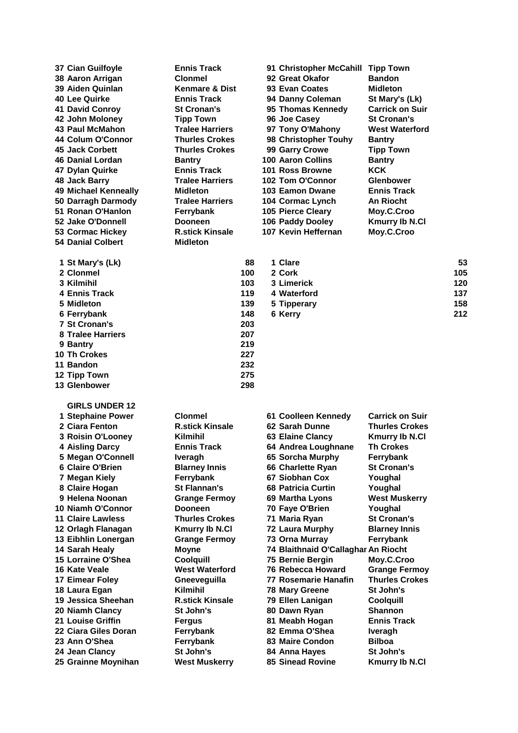| Pos | Name | Club |
|---|---|---|
| 37 | Cian Guilfoyle | Ennis Track |
| 38 | Aaron Arrigan | Clonmel |
| 39 | Aiden Quinlan | Kenmare & Dist |
| 40 | Lee Quirke | Ennis Track |
| 41 | David Conroy | St Cronan's |
| 42 | John Moloney | Tipp Town |
| 43 | Paul McMahon | Tralee Harriers |
| 44 | Colum O'Connor | Thurles Crokes |
| 45 | Jack Corbett | Thurles Crokes |
| 46 | Danial Lordan | Bantry |
| 47 | Dylan Quirke | Ennis Track |
| 48 | Jack Barry | Tralee Harriers |
| 49 | Michael Kenneally | Midleton |
| 50 | Darragh Darmody | Tralee Harriers |
| 51 | Ronan O'Hanlon | Ferrybank |
| 52 | Jake O'Donnell | Dooneen |
| 53 | Cormac Hickey | R.stick Kinsale |
| 54 | Danial Colbert | Midleton |
| 91 | Christopher McCahill | Tipp Town |
| 92 | Great Okafor | Bandon |
| 93 | Evan Coates | Midleton |
| 94 | Danny Coleman | St Mary's (Lk) |
| 95 | Thomas Kennedy | Carrick on Suir |
| 96 | Joe Casey | St Cronan's |
| 97 | Tony O'Mahony | West Waterford |
| 98 | Christopher Touhy | Bantry |
| 99 | Garry Crowe | Tipp Town |
| 100 | Aaron Collins | Bantry |
| 101 | Ross Browne | KCK |
| 102 | Tom O'Connor | Glenbower |
| 103 | Eamon Dwane | Ennis Track |
| 104 | Cormac Lynch | An Riocht |
| 105 | Pierce Cleary | Moy.C.Croo |
| 106 | Paddy Dooley | Kmurry Ib N.Cl |
| 107 | Kevin Heffernan | Moy.C.Croo |

| Pos | Club | Points |
|---|---|---|
| 1 | St Mary's (Lk) | 88 |
| 2 | Clonmel | 100 |
| 3 | Kilmihil | 103 |
| 4 | Ennis Track | 119 |
| 5 | Midleton | 139 |
| 6 | Ferrybank | 148 |
| 7 | St Cronan's | 203 |
| 8 | Tralee Harriers | 207 |
| 9 | Bantry | 219 |
| 10 | Th Crokes | 227 |
| 11 | Bandon | 232 |
| 12 | Tipp Town | 275 |
| 13 | Glenbower | 298 |

| Pos | County | Points |
|---|---|---|
| 1 | Clare | 53 |
| 2 | Cork | 105 |
| 3 | Limerick | 120 |
| 4 | Waterford | 137 |
| 5 | Tipperary | 158 |
| 6 | Kerry | 212 |

## GIRLS UNDER 12

| Pos | Name | Club |
|---|---|---|
| 1 | Stephaine Power | Clonmel |
| 2 | Ciara Fenton | R.stick Kinsale |
| 3 | Roisin O'Looney | Kilmihil |
| 4 | Aisling Darcy | Ennis Track |
| 5 | Megan O'Connell | Iveragh |
| 6 | Claire O'Brien | Blarney Innis |
| 7 | Megan Kiely | Ferrybank |
| 8 | Claire Hogan | St Flannan's |
| 9 | Helena Noonan | Grange Fermoy |
| 10 | Niamh O'Connor | Dooneen |
| 11 | Claire Lawless | Thurles Crokes |
| 12 | Orlagh Flanagan | Kmurry Ib N.Cl |
| 13 | Eibhlin Lonergan | Grange Fermoy |
| 14 | Sarah Healy | Moyne |
| 15 | Lorraine O'Shea | Coolquill |
| 16 | Kate Veale | West Waterford |
| 17 | Eimear Foley | Gneeveguilla |
| 18 | Laura Egan | Kilmihil |
| 19 | Jessica Sheehan | R.stick Kinsale |
| 20 | Niamh Clancy | St John's |
| 21 | Louise Griffin | Fergus |
| 22 | Ciara Giles Doran | Ferrybank |
| 23 | Ann O'Shea | Ferrybank |
| 24 | Jean Clancy | St John's |
| 25 | Grainne Moynihan | West Muskerry |
| 61 | Coolleen Kennedy | Carrick on Suir |
| 62 | Sarah Dunne | Thurles Crokes |
| 63 | Elaine Clancy | Kmurry Ib N.Cl |
| 64 | Andrea Loughnane | Th Crokes |
| 65 | Sorcha Murphy | Ferrybank |
| 66 | Charlette Ryan | St Cronan's |
| 67 | Siobhan Cox | Youghal |
| 68 | Patricia Curtin | Youghal |
| 69 | Martha Lyons | West Muskerry |
| 70 | Faye O'Brien | Youghal |
| 71 | Maria Ryan | St Cronan's |
| 72 | Laura Murphy | Blarney Innis |
| 73 | Orna Murray | Ferrybank |
| 74 | Blaithnaid O'Callaghar | An Riocht |
| 75 | Bernie Bergin | Moy.C.Croo |
| 76 | Rebecca Howard | Grange Fermoy |
| 77 | Rosemarie Hanafin | Thurles Crokes |
| 78 | Mary Greene | St John's |
| 79 | Ellen Lanigan | Coolquill |
| 80 | Dawn Ryan | Shannon |
| 81 | Meabh Hogan | Ennis Track |
| 82 | Emma O'Shea | Iveragh |
| 83 | Maire Condon | Bilboa |
| 84 | Anna Hayes | St John's |
| 85 | Sinead Rovine | Kmurry Ib N.Cl |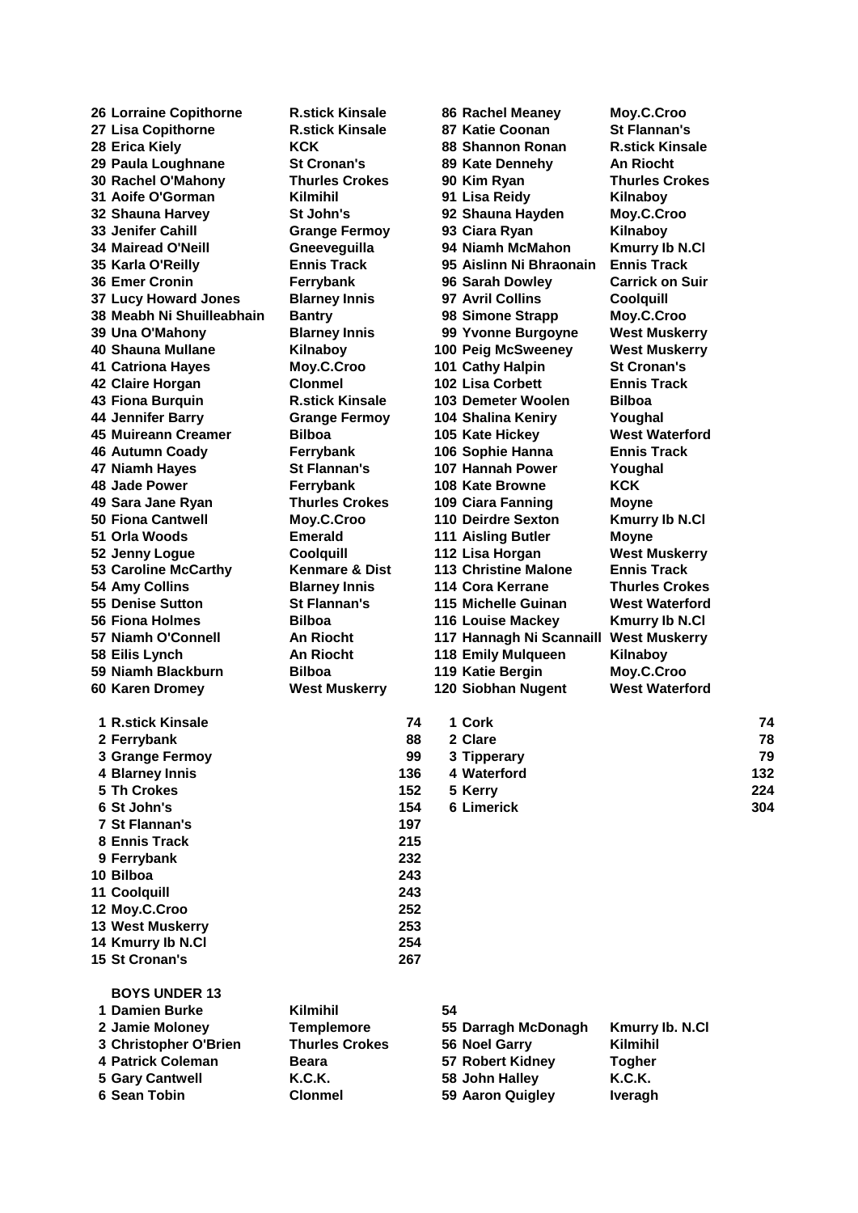| Pos | Name | Club |
|---|---|---|
| 26 | Lorraine Copithorne | R.stick Kinsale |
| 27 | Lisa Copithorne | R.stick Kinsale |
| 28 | Erica Kiely | KCK |
| 29 | Paula Loughnane | St Cronan's |
| 30 | Rachel O'Mahony | Thurles Crokes |
| 31 | Aoife O'Gorman | Kilmihil |
| 32 | Shauna Harvey | St John's |
| 33 | Jenifer Cahill | Grange Fermoy |
| 34 | Mairead O'Neill | Gneeveguilla |
| 35 | Karla O'Reilly | Ennis Track |
| 36 | Emer Cronin | Ferrybank |
| 37 | Lucy Howard Jones | Blarney Innis |
| 38 | Meabh Ni Shuilleabhain | Bantry |
| 39 | Una O'Mahony | Blarney Innis |
| 40 | Shauna Mullane | Kilnaboy |
| 41 | Catriona Hayes | Moy.C.Croo |
| 42 | Claire Horgan | Clonmel |
| 43 | Fiona Burquin | R.stick Kinsale |
| 44 | Jennifer Barry | Grange Fermoy |
| 45 | Muireann Creamer | Bilboa |
| 46 | Autumn Coady | Ferrybank |
| 47 | Niamh Hayes | St Flannan's |
| 48 | Jade Power | Ferrybank |
| 49 | Sara Jane Ryan | Thurles Crokes |
| 50 | Fiona Cantwell | Moy.C.Croo |
| 51 | Orla Woods | Emerald |
| 52 | Jenny Logue | Coolquill |
| 53 | Caroline McCarthy | Kenmare & Dist |
| 54 | Amy Collins | Blarney Innis |
| 55 | Denise Sutton | St Flannan's |
| 56 | Fiona Holmes | Bilboa |
| 57 | Niamh O'Connell | An Riocht |
| 58 | Eilis Lynch | An Riocht |
| 59 | Niamh Blackburn | Bilboa |
| 60 | Karen Dromey | West Muskerry |
| 86 | Rachel Meaney | Moy.C.Croo |
| 87 | Katie Coonan | St Flannan's |
| 88 | Shannon Ronan | R.stick Kinsale |
| 89 | Kate Dennehy | An Riocht |
| 90 | Kim Ryan | Thurles Crokes |
| 91 | Lisa Reidy | Kilnaboy |
| 92 | Shauna Hayden | Moy.C.Croo |
| 93 | Ciara Ryan | Kilnaboy |
| 94 | Niamh McMahon | Kmurry Ib N.Cl |
| 95 | Aislinn Ni Bhraonain | Ennis Track |
| 96 | Sarah Dowley | Carrick on Suir |
| 97 | Avril Collins | Coolquill |
| 98 | Simone Strapp | Moy.C.Croo |
| 99 | Yvonne Burgoyne | West Muskerry |
| 100 | Peig McSweeney | West Muskerry |
| 101 | Cathy Halpin | St Cronan's |
| 102 | Lisa Corbett | Ennis Track |
| 103 | Demeter Woolen | Bilboa |
| 104 | Shalina Keniry | Youghal |
| 105 | Kate Hickey | West Waterford |
| 106 | Sophie Hanna | Ennis Track |
| 107 | Hannah Power | Youghal |
| 108 | Kate Browne | KCK |
| 109 | Ciara Fanning | Moyne |
| 110 | Deirdre Sexton | Kmurry Ib N.Cl |
| 111 | Aisling Butler | Moyne |
| 112 | Lisa Horgan | West Muskerry |
| 113 | Christine Malone | Ennis Track |
| 114 | Cora Kerrane | Thurles Crokes |
| 115 | Michelle Guinan | West Waterford |
| 116 | Louise Mackey | Kmurry Ib N.Cl |
| 117 | Hannagh Ni Scannaill | West Muskerry |
| 118 | Emily Mulqueen | Kilnaboy |
| 119 | Katie Bergin | Moy.C.Croo |
| 120 | Siobhan Nugent | West Waterford |

| Pos | Club | Points |
|---|---|---|
| 1 | R.stick Kinsale | 74 |
| 2 | Ferrybank | 88 |
| 3 | Grange Fermoy | 99 |
| 4 | Blarney Innis | 136 |
| 5 | Th Crokes | 152 |
| 6 | St John's | 154 |
| 7 | St Flannan's | 197 |
| 8 | Ennis Track | 215 |
| 9 | Ferrybank | 232 |
| 10 | Bilboa | 243 |
| 11 | Coolquill | 243 |
| 12 | Moy.C.Croo | 252 |
| 13 | West Muskerry | 253 |
| 14 | Kmurry Ib N.Cl | 254 |
| 15 | St Cronan's | 267 |

| Pos | County | Points |
|---|---|---|
| 1 | Cork | 74 |
| 2 | Clare | 78 |
| 3 | Tipperary | 79 |
| 4 | Waterford | 132 |
| 5 | Kerry | 224 |
| 6 | Limerick | 304 |

### BOYS UNDER 13

| Pos | Name | Club |
|---|---|---|
| 1 | Damien Burke | Kilmihil |
| 2 | Jamie Moloney | Templemore |
| 3 | Christopher O'Brien | Thurles Crokes |
| 4 | Patrick Coleman | Beara |
| 5 | Gary Cantwell | K.C.K. |
| 6 | Sean Tobin | Clonmel |
| 54 | | |
| 55 | Darragh McDonagh | Kmurry Ib. N.Cl |
| 56 | Noel Garry | Kilmihil |
| 57 | Robert Kidney | Togher |
| 58 | John Halley | K.C.K. |
| 59 | Aaron Quigley | Iveragh |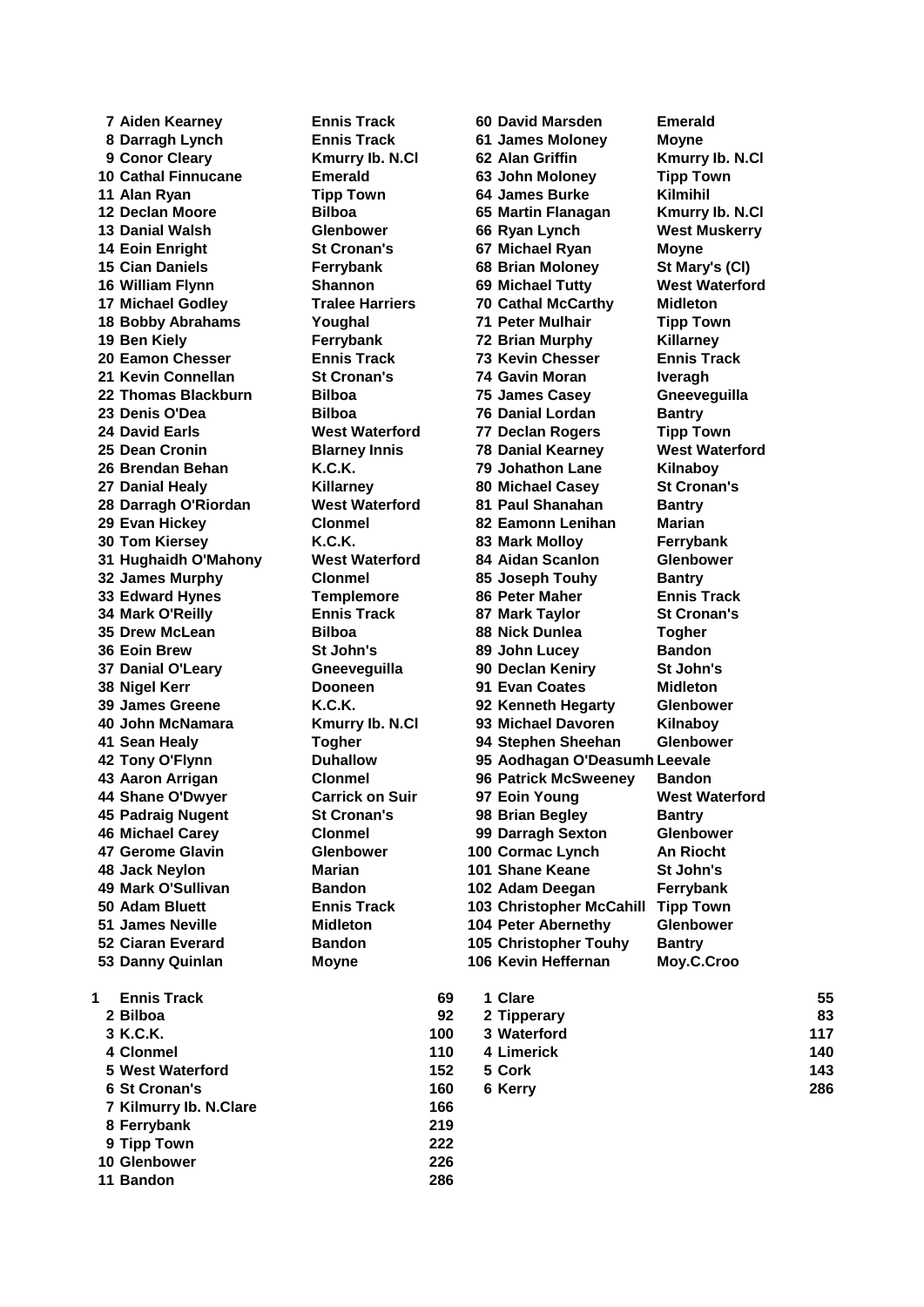| Pos | Name | Club |
|---|---|---|
| 7 | Aiden Kearney | Ennis Track |
| 8 | Darragh Lynch | Ennis Track |
| 9 | Conor Cleary | Kmurry Ib. N.Cl |
| 10 | Cathal Finnucane | Emerald |
| 11 | Alan Ryan | Tipp Town |
| 12 | Declan Moore | Bilboa |
| 13 | Danial Walsh | Glenbower |
| 14 | Eoin Enright | St Cronan's |
| 15 | Cian Daniels | Ferrybank |
| 16 | William Flynn | Shannon |
| 17 | Michael Godley | Tralee Harriers |
| 18 | Bobby Abrahams | Youghal |
| 19 | Ben Kiely | Ferrybank |
| 20 | Eamon Chesser | Ennis Track |
| 21 | Kevin Connellan | St Cronan's |
| 22 | Thomas Blackburn | Bilboa |
| 23 | Denis O'Dea | Bilboa |
| 24 | David Earls | West Waterford |
| 25 | Dean Cronin | Blarney Innis |
| 26 | Brendan Behan | K.C.K. |
| 27 | Danial Healy | Killarney |
| 28 | Darragh O'Riordan | West Waterford |
| 29 | Evan Hickey | Clonmel |
| 30 | Tom Kiersey | K.C.K. |
| 31 | Hughaidh O'Mahony | West Waterford |
| 32 | James Murphy | Clonmel |
| 33 | Edward Hynes | Templemore |
| 34 | Mark O'Reilly | Ennis Track |
| 35 | Drew McLean | Bilboa |
| 36 | Eoin Brew | St John's |
| 37 | Danial O'Leary | Gneeveguilla |
| 38 | Nigel Kerr | Dooneen |
| 39 | James Greene | K.C.K. |
| 40 | John McNamara | Kmurry Ib. N.Cl |
| 41 | Sean Healy | Togher |
| 42 | Tony O'Flynn | Duhallow |
| 43 | Aaron Arrigan | Clonmel |
| 44 | Shane O'Dwyer | Carrick on Suir |
| 45 | Padraig Nugent | St Cronan's |
| 46 | Michael Carey | Clonmel |
| 47 | Gerome Glavin | Glenbower |
| 48 | Jack Neylon | Marian |
| 49 | Mark O'Sullivan | Bandon |
| 50 | Adam Bluett | Ennis Track |
| 51 | James Neville | Midleton |
| 52 | Ciaran Everard | Bandon |
| 53 | Danny Quinlan | Moyne |
| 60 | David Marsden | Emerald |
| 61 | James Moloney | Moyne |
| 62 | Alan Griffin | Kmurry Ib. N.Cl |
| 63 | John Moloney | Tipp Town |
| 64 | James Burke | Kilmihil |
| 65 | Martin Flanagan | Kmurry Ib. N.Cl |
| 66 | Ryan Lynch | West Muskerry |
| 67 | Michael Ryan | Moyne |
| 68 | Brian Moloney | St Mary's (Cl) |
| 69 | Michael Tutty | West Waterford |
| 70 | Cathal McCarthy | Midleton |
| 71 | Peter Mulhair | Tipp Town |
| 72 | Brian Murphy | Killarney |
| 73 | Kevin Chesser | Ennis Track |
| 74 | Gavin Moran | Iveragh |
| 75 | James Casey | Gneeveguilla |
| 76 | Danial Lordan | Bantry |
| 77 | Declan Rogers | Tipp Town |
| 78 | Danial Kearney | West Waterford |
| 79 | Johathon Lane | Kilnaboy |
| 80 | Michael Casey | St Cronan's |
| 81 | Paul Shanahan | Bantry |
| 82 | Eamonn Lenihan | Marian |
| 83 | Mark Molloy | Ferrybank |
| 84 | Aidan Scanlon | Glenbower |
| 85 | Joseph Touhy | Bantry |
| 86 | Peter Maher | Ennis Track |
| 87 | Mark Taylor | St Cronan's |
| 88 | Nick Dunlea | Togher |
| 89 | John Lucey | Bandon |
| 90 | Declan Keniry | St John's |
| 91 | Evan Coates | Midleton |
| 92 | Kenneth Hegarty | Glenbower |
| 93 | Michael Davoren | Kilnaboy |
| 94 | Stephen Sheehan | Glenbower |
| 95 | Aodhagan O'Deasumh | Leevale |
| 96 | Patrick McSweeney | Bandon |
| 97 | Eoin Young | West Waterford |
| 98 | Brian Begley | Bantry |
| 99 | Darragh Sexton | Glenbower |
| 100 | Cormac Lynch | An Riocht |
| 101 | Shane Keane | St John's |
| 102 | Adam Deegan | Ferrybank |
| 103 | Christopher McCahill | Tipp Town |
| 104 | Peter Abernethy | Glenbower |
| 105 | Christopher Touhy | Bantry |
| 106 | Kevin Heffernan | Moy.C.Croo |

| Pos | Club | Points |
|---|---|---|
| 1 | Ennis Track | 69 |
| 2 | Bilboa | 92 |
| 3 | K.C.K. | 100 |
| 4 | Clonmel | 110 |
| 5 | West Waterford | 152 |
| 6 | St Cronan's | 160 |
| 7 | Kilmurry Ib. N.Clare | 166 |
| 8 | Ferrybank | 219 |
| 9 | Tipp Town | 222 |
| 10 | Glenbower | 226 |
| 11 | Bandon | 286 |

| Pos | County | Points |
|---|---|---|
| 1 | Clare | 55 |
| 2 | Tipperary | 83 |
| 3 | Waterford | 117 |
| 4 | Limerick | 140 |
| 5 | Cork | 143 |
| 6 | Kerry | 286 |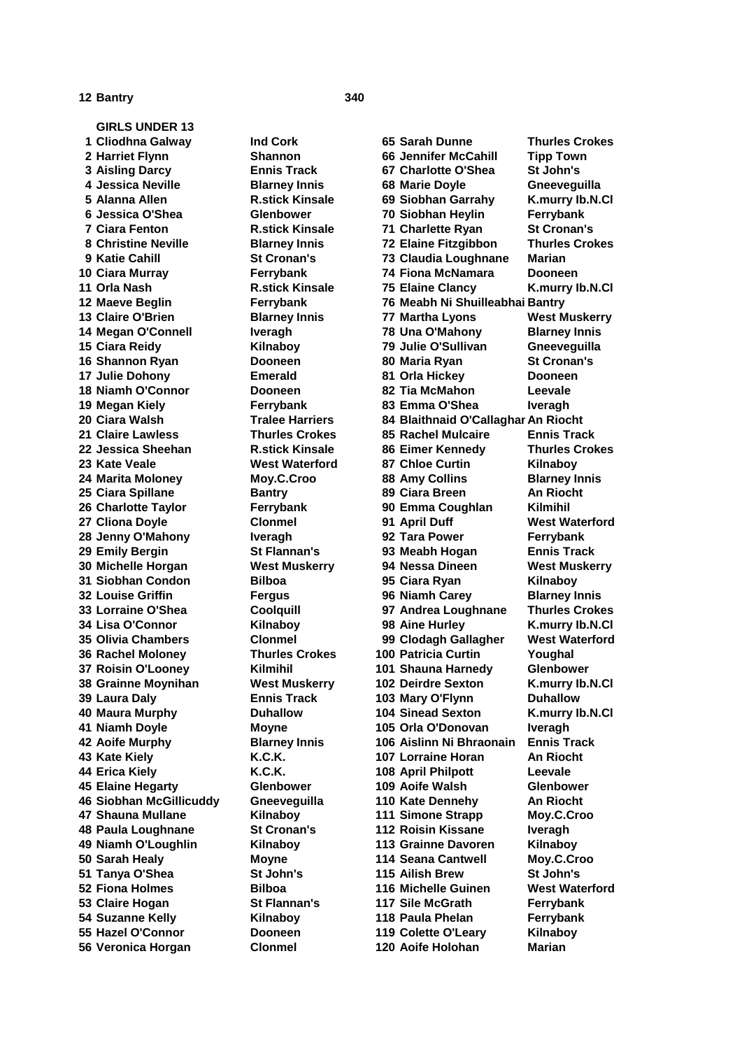| 12 | Bantry | 340 |
|---|---|---|

**GIRLS UNDER 13**

| Pos | Name | Club |
|---|---|---|
| 1 | Cliodhna Galway | Ind Cork |
| 2 | Harriet Flynn | Shannon |
| 3 | Aisling Darcy | Ennis Track |
| 4 | Jessica Neville | Blarney Innis |
| 5 | Alanna Allen | R.stick Kinsale |
| 6 | Jessica O'Shea | Glenbower |
| 7 | Ciara Fenton | R.stick Kinsale |
| 8 | Christine Neville | Blarney Innis |
| 9 | Katie Cahill | St Cronan's |
| 10 | Ciara Murray | Ferrybank |
| 11 | Orla Nash | R.stick Kinsale |
| 12 | Maeve Beglin | Ferrybank |
| 13 | Claire O'Brien | Blarney Innis |
| 14 | Megan O'Connell | Iveragh |
| 15 | Ciara Reidy | Kilnaboy |
| 16 | Shannon Ryan | Dooneen |
| 17 | Julie Dohony | Emerald |
| 18 | Niamh O'Connor | Dooneen |
| 19 | Megan Kiely | Ferrybank |
| 20 | Ciara Walsh | Tralee Harriers |
| 21 | Claire Lawless | Thurles Crokes |
| 22 | Jessica Sheehan | R.stick Kinsale |
| 23 | Kate Veale | West Waterford |
| 24 | Marita Moloney | Moy.C.Croo |
| 25 | Ciara Spillane | Bantry |
| 26 | Charlotte Taylor | Ferrybank |
| 27 | Cliona Doyle | Clonmel |
| 28 | Jenny O'Mahony | Iveragh |
| 29 | Emily Bergin | St Flannan's |
| 30 | Michelle Horgan | West Muskerry |
| 31 | Siobhan Condon | Bilboa |
| 32 | Louise Griffin | Fergus |
| 33 | Lorraine O'Shea | Coolquill |
| 34 | Lisa O'Connor | Kilnaboy |
| 35 | Olivia Chambers | Clonmel |
| 36 | Rachel Moloney | Thurles Crokes |
| 37 | Roisin O'Looney | Kilmihil |
| 38 | Grainne Moynihan | West Muskerry |
| 39 | Laura Daly | Ennis Track |
| 40 | Maura Murphy | Duhallow |
| 41 | Niamh Doyle | Moyne |
| 42 | Aoife Murphy | Blarney Innis |
| 43 | Kate Kiely | K.C.K. |
| 44 | Erica Kiely | K.C.K. |
| 45 | Elaine Hegarty | Glenbower |
| 46 | Siobhan McGillicuddy | Gneeveguilla |
| 47 | Shauna Mullane | Kilnaboy |
| 48 | Paula Loughnane | St Cronan's |
| 49 | Niamh O'Loughlin | Kilnaboy |
| 50 | Sarah Healy | Moyne |
| 51 | Tanya O'Shea | St John's |
| 52 | Fiona Holmes | Bilboa |
| 53 | Claire Hogan | St Flannan's |
| 54 | Suzanne Kelly | Kilnaboy |
| 55 | Hazel O'Connor | Dooneen |
| 56 | Veronica Horgan | Clonmel |
| 65 | Sarah Dunne | Thurles Crokes |
| 66 | Jennifer McCahill | Tipp Town |
| 67 | Charlotte O'Shea | St John's |
| 68 | Marie Doyle | Gneeveguilla |
| 69 | Siobhan Garrahy | K.murry Ib.N.Cl |
| 70 | Siobhan Heylin | Ferrybank |
| 71 | Charlette Ryan | St Cronan's |
| 72 | Elaine Fitzgibbon | Thurles Crokes |
| 73 | Claudia Loughnane | Marian |
| 74 | Fiona McNamara | Dooneen |
| 75 | Elaine Clancy | K.murry Ib.N.Cl |
| 76 | Meabh Ni Shuilleabhai | Bantry |
| 77 | Martha Lyons | West Muskerry |
| 78 | Una O'Mahony | Blarney Innis |
| 79 | Julie O'Sullivan | Gneeveguilla |
| 80 | Maria Ryan | St Cronan's |
| 81 | Orla Hickey | Dooneen |
| 82 | Tia McMahon | Leevale |
| 83 | Emma O'Shea | Iveragh |
| 84 | Blaithnaid O'Callaghar | An Riocht |
| 85 | Rachel Mulcaire | Ennis Track |
| 86 | Eimer Kennedy | Thurles Crokes |
| 87 | Chloe Curtin | Kilnaboy |
| 88 | Amy Collins | Blarney Innis |
| 89 | Ciara Breen | An Riocht |
| 90 | Emma Coughlan | Kilmihil |
| 91 | April Duff | West Waterford |
| 92 | Tara Power | Ferrybank |
| 93 | Meabh Hogan | Ennis Track |
| 94 | Nessa Dineen | West Muskerry |
| 95 | Ciara Ryan | Kilnaboy |
| 96 | Niamh Carey | Blarney Innis |
| 97 | Andrea Loughnane | Thurles Crokes |
| 98 | Aine Hurley | K.murry Ib.N.Cl |
| 99 | Clodagh Gallagher | West Waterford |
| 100 | Patricia Curtin | Youghal |
| 101 | Shauna Harnedy | Glenbower |
| 102 | Deirdre Sexton | K.murry Ib.N.Cl |
| 103 | Mary O'Flynn | Duhallow |
| 104 | Sinead Sexton | K.murry Ib.N.Cl |
| 105 | Orla O'Donovan | Iveragh |
| 106 | Aislinn Ni Bhraonain | Ennis Track |
| 107 | Lorraine Horan | An Riocht |
| 108 | April Philpott | Leevale |
| 109 | Aoife Walsh | Glenbower |
| 110 | Kate Dennehy | An Riocht |
| 111 | Simone Strapp | Moy.C.Croo |
| 112 | Roisin Kissane | Iveragh |
| 113 | Grainne Davoren | Kilnaboy |
| 114 | Seana Cantwell | Moy.C.Croo |
| 115 | Ailish Brew | St John's |
| 116 | Michelle Guinen | West Waterford |
| 117 | Sile McGrath | Ferrybank |
| 118 | Paula Phelan | Ferrybank |
| 119 | Colette O'Leary | Kilnaboy |
| 120 | Aoife Holohan | Marian |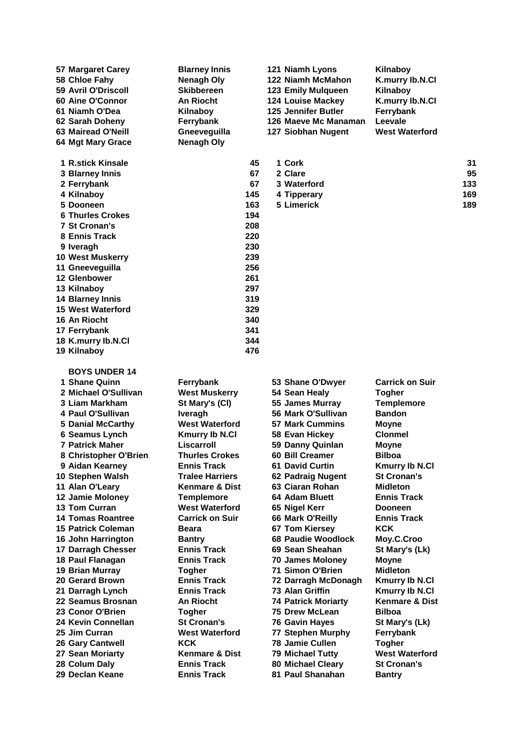| | | | |
|---|---|---|---|
| 57 Margaret Carey | Blarney Innis | 121 Niamh Lyons | Kilnaboy |
| 58 Chloe Fahy | Nenagh Oly | 122 Niamh McMahon | K.murry Ib.N.Cl |
| 59 Avril O'Driscoll | Skibbereen | 123 Emily Mulqueen | Kilnaboy |
| 60 Aine O'Connor | An Riocht | 124 Louise Mackey | K.murry Ib.N.Cl |
| 61 Niamh O'Dea | Kilnaboy | 125 Jennifer Butler | Ferrybank |
| 62 Sarah Doheny | Ferrybank | 126 Maeve Mc Manaman | Leevale |
| 63 Mairead O'Neill | Gneeveguilla | 127 Siobhan Nugent | West Waterford |
| 64 Mgt Mary Grace | Nenagh Oly | | |

| Team | Points |
|---|---|
| 1 R.stick Kinsale | 45 |
| 3 Blarney Innis | 67 |
| 2 Ferrybank | 67 |
| 4 Kilnaboy | 145 |
| 5 Dooneen | 163 |
| 6 Thurles Crokes | 194 |
| 7 St Cronan's | 208 |
| 8 Ennis Track | 220 |
| 9 Iveragh | 230 |
| 10 West Muskerry | 239 |
| 11 Gneeveguilla | 256 |
| 12 Glenbower | 261 |
| 13 Kilnaboy | 297 |
| 14 Blarney Innis | 319 |
| 15 West Waterford | 329 |
| 16 An Riocht | 340 |
| 17 Ferrybank | 341 |
| 18 K.murry Ib.N.Cl | 344 |
| 19 Kilnaboy | 476 |

| County | Points |
|---|---|
| 1 Cork | 31 |
| 2 Clare | 95 |
| 3 Waterford | 133 |
| 4 Tipperary | 169 |
| 5 Limerick | 189 |

**BOYS UNDER 14**

| | | | |
|---|---|---|---|
| 1 Shane Quinn | Ferrybank | 53 Shane O'Dwyer | Carrick on Suir |
| 2 Michael O'Sullivan | West Muskerry | 54 Sean Healy | Togher |
| 3 Liam Markham | St Mary's (Cl) | 55 James Murray | Templemore |
| 4 Paul O'Sullivan | Iveragh | 56 Mark O'Sullivan | Bandon |
| 5 Danial McCarthy | West Waterford | 57 Mark Cummins | Moyne |
| 6 Seamus Lynch | Kmurry Ib N.Cl | 58 Evan Hickey | Clonmel |
| 7 Patrick Maher | Liscarroll | 59 Danny Quinlan | Moyne |
| 8 Christopher O'Brien | Thurles Crokes | 60 Bill Creamer | Bilboa |
| 9 Aidan Kearney | Ennis Track | 61 David Curtin | Kmurry Ib N.Cl |
| 10 Stephen Walsh | Tralee Harriers | 62 Padraig Nugent | St Cronan's |
| 11 Alan O'Leary | Kenmare & Dist | 63 Ciaran Rohan | Midleton |
| 12 Jamie Moloney | Templemore | 64 Adam Bluett | Ennis Track |
| 13 Tom Curran | West Waterford | 65 Nigel Kerr | Dooneen |
| 14 Tomas Roantree | Carrick on Suir | 66 Mark O'Reilly | Ennis Track |
| 15 Patrick Coleman | Beara | 67 Tom Kiersey | KCK |
| 16 John Harrington | Bantry | 68 Paudie Woodlock | Moy.C.Croo |
| 17 Darragh Chesser | Ennis Track | 69 Sean Sheahan | St Mary's (Lk) |
| 18 Paul Flanagan | Ennis Track | 70 James Moloney | Moyne |
| 19 Brian Murray | Togher | 71 Simon O'Brien | Midleton |
| 20 Gerard Brown | Ennis Track | 72 Darragh McDonagh | Kmurry Ib N.Cl |
| 21 Darragh Lynch | Ennis Track | 73 Alan Griffin | Kmurry Ib N.Cl |
| 22 Seamus Brosnan | An Riocht | 74 Patrick Moriarty | Kenmare & Dist |
| 23 Conor O'Brien | Togher | 75 Drew McLean | Bilboa |
| 24 Kevin Connellan | St Cronan's | 76 Gavin Hayes | St Mary's (Lk) |
| 25 Jim Curran | West Waterford | 77 Stephen Murphy | Ferrybank |
| 26 Gary Cantwell | KCK | 78 Jamie Cullen | Togher |
| 27 Sean Moriarty | Kenmare & Dist | 79 Michael Tutty | West Waterford |
| 28 Colum Daly | Ennis Track | 80 Michael Cleary | St Cronan's |
| 29 Declan Keane | Ennis Track | 81 Paul Shanahan | Bantry |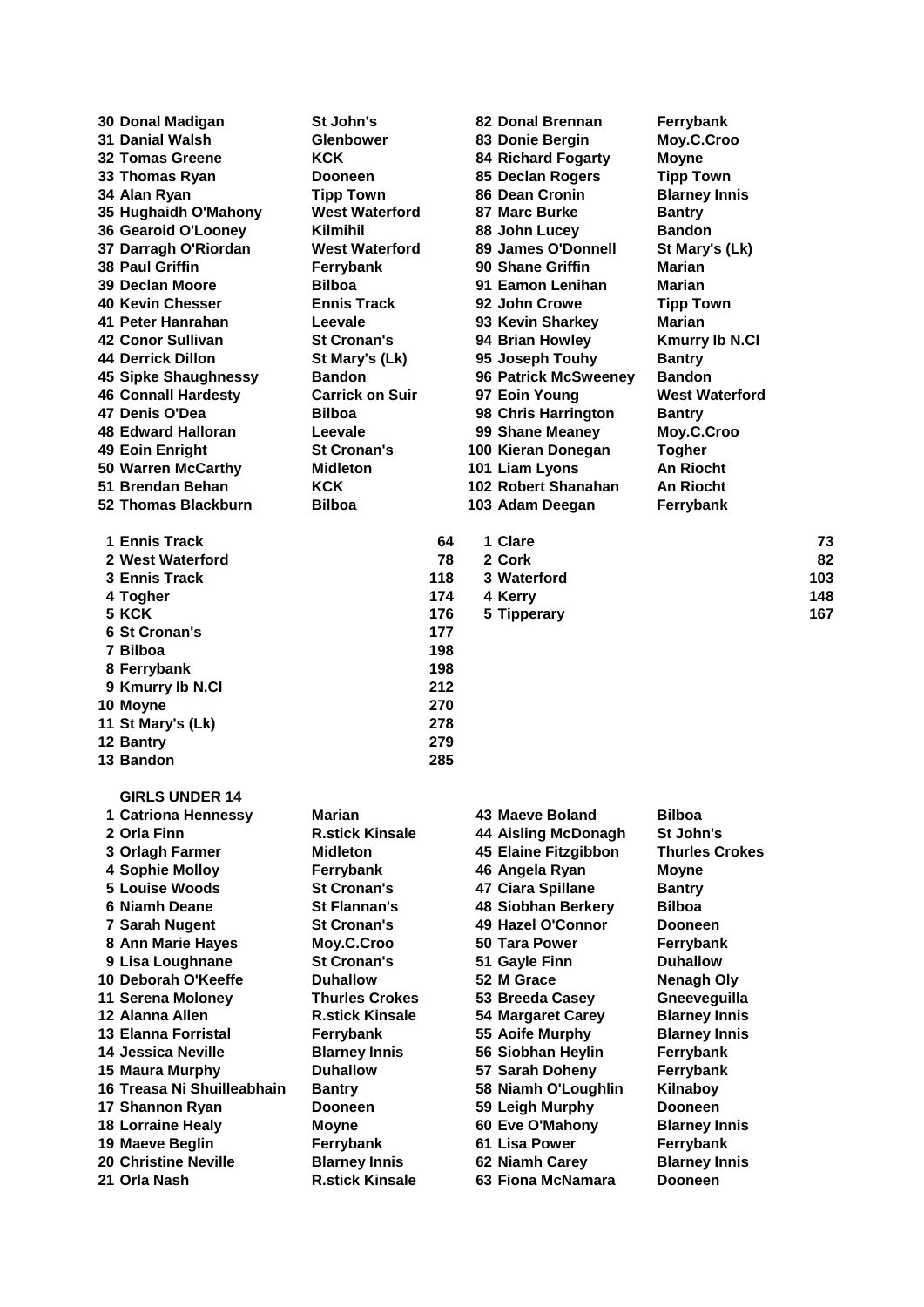| | | | |
|---|---|---|---|
| 30 Donal Madigan | St John's | 82 Donal Brennan | Ferrybank |
| 31 Danial Walsh | Glenbower | 83 Donie Bergin | Moy.C.Croo |
| 32 Tomas Greene | KCK | 84 Richard Fogarty | Moyne |
| 33 Thomas Ryan | Dooneen | 85 Declan Rogers | Tipp Town |
| 34 Alan Ryan | Tipp Town | 86 Dean Cronin | Blarney Innis |
| 35 Hughaidh O'Mahony | West Waterford | 87 Marc Burke | Bantry |
| 36 Gearoid O'Looney | Kilmihil | 88 John Lucey | Bandon |
| 37 Darragh O'Riordan | West Waterford | 89 James O'Donnell | St Mary's (Lk) |
| 38 Paul Griffin | Ferrybank | 90 Shane Griffin | Marian |
| 39 Declan Moore | Bilboa | 91 Eamon Lenihan | Marian |
| 40 Kevin Chesser | Ennis Track | 92 John Crowe | Tipp Town |
| 41 Peter Hanrahan | Leevale | 93 Kevin Sharkey | Marian |
| 42 Conor Sullivan | St Cronan's | 94 Brian Howley | Kmurry Ib N.Cl |
| 44 Derrick Dillon | St Mary's (Lk) | 95 Joseph Touhy | Bantry |
| 45 Sipke Shaughnessy | Bandon | 96 Patrick McSweeney | Bandon |
| 46 Connall Hardesty | Carrick on Suir | 97 Eoin Young | West Waterford |
| 47 Denis O'Dea | Bilboa | 98 Chris Harrington | Bantry |
| 48 Edward Halloran | Leevale | 99 Shane Meaney | Moy.C.Croo |
| 49 Eoin Enright | St Cronan's | 100 Kieran Donegan | Togher |
| 50 Warren McCarthy | Midleton | 101 Liam Lyons | An Riocht |
| 51 Brendan Behan | KCK | 102 Robert Shanahan | An Riocht |
| 52 Thomas Blackburn | Bilboa | 103 Adam Deegan | Ferrybank |

| | | | |
|---|---|---|---|
| 1 Ennis Track | 64 | 1 Clare | 73 |
| 2 West Waterford | 78 | 2 Cork | 82 |
| 3 Ennis Track | 118 | 3 Waterford | 103 |
| 4 Togher | 174 | 4 Kerry | 148 |
| 5 KCK | 176 | 5 Tipperary | 167 |
| 6 St Cronan's | 177 | | |
| 7 Bilboa | 198 | | |
| 8 Ferrybank | 198 | | |
| 9 Kmurry Ib N.Cl | 212 | | |
| 10 Moyne | 270 | | |
| 11 St Mary's (Lk) | 278 | | |
| 12 Bantry | 279 | | |
| 13 Bandon | 285 | | |

**GIRLS UNDER 14**

| | | | |
|---|---|---|---|
| 1 Catriona Hennessy | Marian | 43 Maeve Boland | Bilboa |
| 2 Orla Finn | R.stick Kinsale | 44 Aisling McDonagh | St John's |
| 3 Orlagh Farmer | Midleton | 45 Elaine Fitzgibbon | Thurles Crokes |
| 4 Sophie Molloy | Ferrybank | 46 Angela Ryan | Moyne |
| 5 Louise Woods | St Cronan's | 47 Ciara Spillane | Bantry |
| 6 Niamh Deane | St Flannan's | 48 Siobhan Berkery | Bilboa |
| 7 Sarah Nugent | St Cronan's | 49 Hazel O'Connor | Dooneen |
| 8 Ann Marie Hayes | Moy.C.Croo | 50 Tara Power | Ferrybank |
| 9 Lisa Loughnane | St Cronan's | 51 Gayle Finn | Duhallow |
| 10 Deborah O'Keeffe | Duhallow | 52 M Grace | Nenagh Oly |
| 11 Serena Moloney | Thurles Crokes | 53 Breeda Casey | Gneeveguilla |
| 12 Alanna Allen | R.stick Kinsale | 54 Margaret Carey | Blarney Innis |
| 13 Elanna Forristal | Ferrybank | 55 Aoife Murphy | Blarney Innis |
| 14 Jessica Neville | Blarney Innis | 56 Siobhan Heylin | Ferrybank |
| 15 Maura Murphy | Duhallow | 57 Sarah Doheny | Ferrybank |
| 16 Treasa Ni Shuilleabhain | Bantry | 58 Niamh O'Loughlin | Kilnaboy |
| 17 Shannon Ryan | Dooneen | 59 Leigh Murphy | Dooneen |
| 18 Lorraine Healy | Moyne | 60 Eve O'Mahony | Blarney Innis |
| 19 Maeve Beglin | Ferrybank | 61 Lisa Power | Ferrybank |
| 20 Christine Neville | Blarney Innis | 62 Niamh Carey | Blarney Innis |
| 21 Orla Nash | R.stick Kinsale | 63 Fiona McNamara | Dooneen |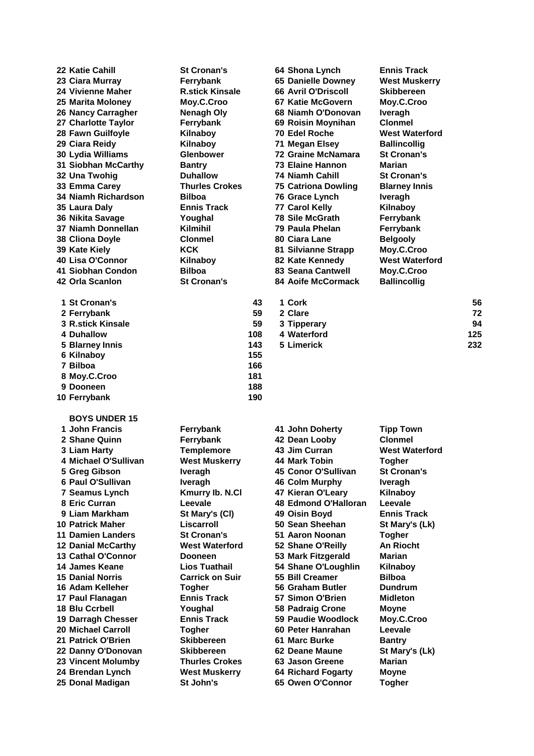| Pos | Name | Club | Pos | Name | Club |
|---|---|---|---|---|---|
| 22 | Katie Cahill | St Cronan's | 64 | Shona Lynch | Ennis Track |
| 23 | Ciara Murray | Ferrybank | 65 | Danielle Downey | West Muskerry |
| 24 | Vivienne Maher | R.stick Kinsale | 66 | Avril O'Driscoll | Skibbereen |
| 25 | Marita Moloney | Moy.C.Croo | 67 | Katie McGovern | Moy.C.Croo |
| 26 | Nancy Carragher | Nenagh Oly | 68 | Niamh O'Donovan | Iveragh |
| 27 | Charlotte Taylor | Ferrybank | 69 | Roisin Moynihan | Clonmel |
| 28 | Fawn Guilfoyle | Kilnaboy | 70 | Edel Roche | West Waterford |
| 29 | Ciara Reidy | Kilnaboy | 71 | Megan Elsey | Ballincollig |
| 30 | Lydia Williams | Glenbower | 72 | Graine McNamara | St Cronan's |
| 31 | Siobhan McCarthy | Bantry | 73 | Elaine Hannon | Marian |
| 32 | Una Twohig | Duhallow | 74 | Niamh Cahill | St Cronan's |
| 33 | Emma Carey | Thurles Crokes | 75 | Catriona Dowling | Blarney Innis |
| 34 | Niamh Richardson | Bilboa | 76 | Grace Lynch | Iveragh |
| 35 | Laura Daly | Ennis Track | 77 | Carol Kelly | Kilnaboy |
| 36 | Nikita Savage | Youghal | 78 | Sile McGrath | Ferrybank |
| 37 | Niamh Donnellan | Kilmihil | 79 | Paula Phelan | Ferrybank |
| 38 | Cliona Doyle | Clonmel | 80 | Ciara Lane | Belgooly |
| 39 | Kate Kiely | KCK | 81 | Silvianne Strapp | Moy.C.Croo |
| 40 | Lisa O'Connor | Kilnaboy | 82 | Kate Kennedy | West Waterford |
| 41 | Siobhan Condon | Bilboa | 83 | Seana Cantwell | Moy.C.Croo |
| 42 | Orla Scanlon | St Cronan's | 84 | Aoife McCormack | Ballincollig |

| Pos | Club | Points | Pos | County | Points |
|---|---|---|---|---|---|
| 1 | St Cronan's | 43 | 1 | Cork | 56 |
| 2 | Ferrybank | 59 | 2 | Clare | 72 |
| 3 | R.stick Kinsale | 59 | 3 | Tipperary | 94 |
| 4 | Duhallow | 108 | 4 | Waterford | 125 |
| 5 | Blarney Innis | 143 | 5 | Limerick | 232 |
| 6 | Kilnaboy | 155 | | | |
| 7 | Bilboa | 166 | | | |
| 8 | Moy.C.Croo | 181 | | | |
| 9 | Dooneen | 188 | | | |
| 10 | Ferrybank | 190 | | | |

**BOYS UNDER 15**

| Pos | Name | Club | Pos | Name | Club |
|---|---|---|---|---|---|
| 1 | John Francis | Ferrybank | 41 | John Doherty | Tipp Town |
| 2 | Shane Quinn | Ferrybank | 42 | Dean Looby | Clonmel |
| 3 | Liam Harty | Templemore | 43 | Jim Curran | West Waterford |
| 4 | Michael O'Sullivan | West Muskerry | 44 | Mark Tobin | Togher |
| 5 | Greg Gibson | Iveragh | 45 | Conor O'Sullivan | St Cronan's |
| 6 | Paul O'Sullivan | Iveragh | 46 | Colm Murphy | Iveragh |
| 7 | Seamus Lynch | Kmurry Ib. N.Cl | 47 | Kieran O'Leary | Kilnaboy |
| 8 | Eric Curran | Leevale | 48 | Edmond O'Halloran | Leevale |
| 9 | Liam Markham | St Mary's (Cl) | 49 | Oisin Boyd | Ennis Track |
| 10 | Patrick Maher | Liscarroll | 50 | Sean Sheehan | St Mary's (Lk) |
| 11 | Damien Landers | St Cronan's | 51 | Aaron Noonan | Togher |
| 12 | Danial McCarthy | West Waterford | 52 | Shane O'Reilly | An Riocht |
| 13 | Cathal O'Connor | Dooneen | 53 | Mark Fitzgerald | Marian |
| 14 | James Keane | Lios Tuathail | 54 | Shane O'Loughlin | Kilnaboy |
| 15 | Danial Norris | Carrick on Suir | 55 | Bill Creamer | Bilboa |
| 16 | Adam Kelleher | Togher | 56 | Graham Butler | Dundrum |
| 17 | Paul Flanagan | Ennis Track | 57 | Simon O'Brien | Midleton |
| 18 | Blu Ccrbell | Youghal | 58 | Padraig Crone | Moyne |
| 19 | Darragh Chesser | Ennis Track | 59 | Paudie Woodlock | Moy.C.Croo |
| 20 | Michael Carroll | Togher | 60 | Peter Hanrahan | Leevale |
| 21 | Patrick O'Brien | Skibbereen | 61 | Marc Burke | Bantry |
| 22 | Danny O'Donovan | Skibbereen | 62 | Deane Maune | St Mary's (Lk) |
| 23 | Vincent Molumby | Thurles Crokes | 63 | Jason Greene | Marian |
| 24 | Brendan Lynch | West Muskerry | 64 | Richard Fogarty | Moyne |
| 25 | Donal Madigan | St John's | 65 | Owen O'Connor | Togher |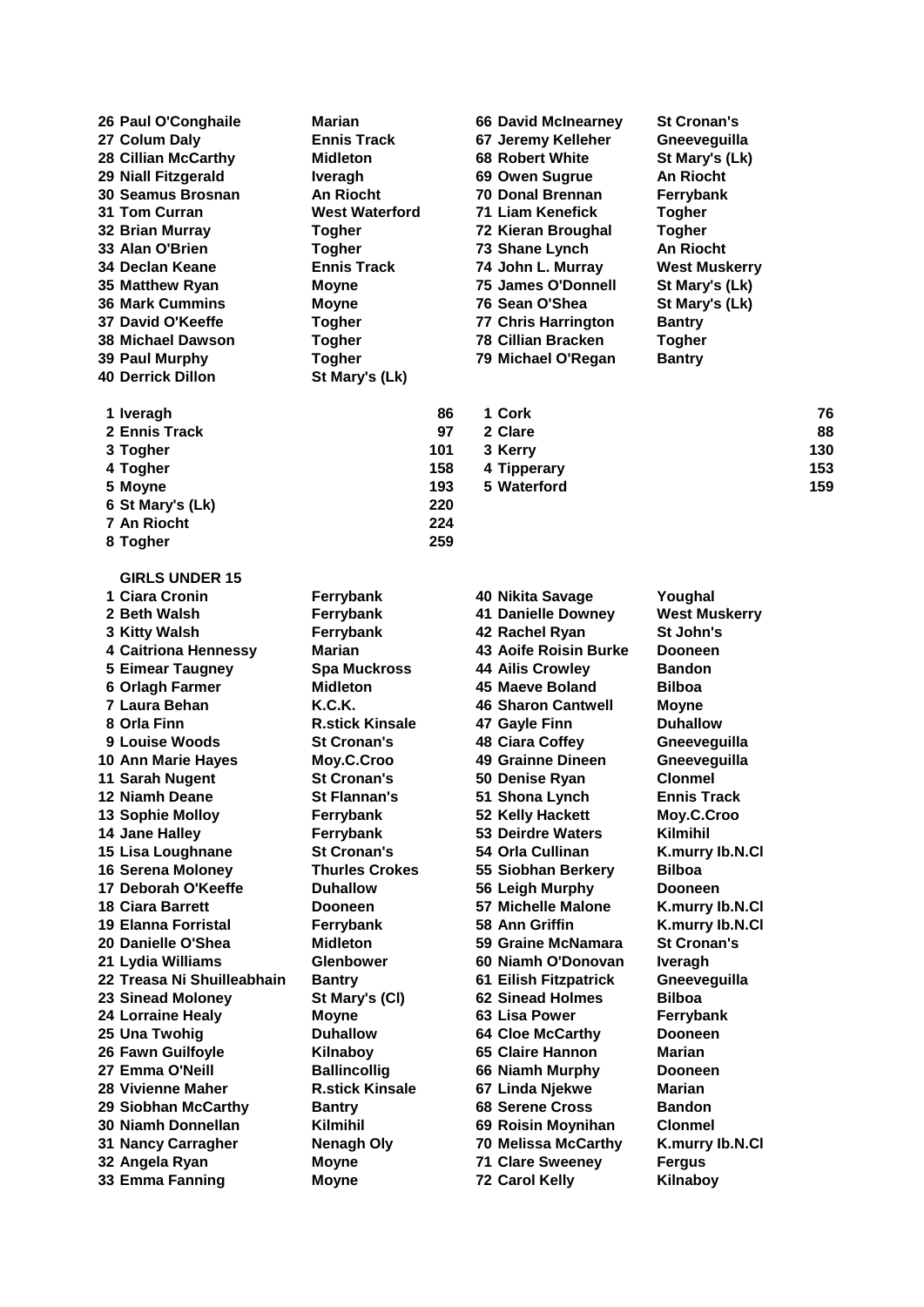| Pos | Name | Club |
|---|---|---|
| 26 | Paul O'Conghaile | Marian |
| 27 | Colum Daly | Ennis Track |
| 28 | Cillian McCarthy | Midleton |
| 29 | Niall Fitzgerald | Iveragh |
| 30 | Seamus Brosnan | An Riocht |
| 31 | Tom Curran | West Waterford |
| 32 | Brian Murray | Togher |
| 33 | Alan O'Brien | Togher |
| 34 | Declan Keane | Ennis Track |
| 35 | Matthew Ryan | Moyne |
| 36 | Mark Cummins | Moyne |
| 37 | David O'Keeffe | Togher |
| 38 | Michael Dawson | Togher |
| 39 | Paul Murphy | Togher |
| 40 | Derrick Dillon | St Mary's (Lk) |
| 66 | David McInearney | St Cronan's |
| 67 | Jeremy Kelleher | Gneeveguilla |
| 68 | Robert White | St Mary's (Lk) |
| 69 | Owen Sugrue | An Riocht |
| 70 | Donal Brennan | Ferrybank |
| 71 | Liam Kenefick | Togher |
| 72 | Kieran Broughal | Togher |
| 73 | Shane Lynch | An Riocht |
| 74 | John L. Murray | West Muskerry |
| 75 | James O'Donnell | St Mary's (Lk) |
| 76 | Sean O'Shea | St Mary's (Lk) |
| 77 | Chris Harrington | Bantry |
| 78 | Cillian Bracken | Togher |
| 79 | Michael O'Regan | Bantry |

| Pos | Club | Points |
|---|---|---|
| 1 | Iveragh | 86 |
| 2 | Ennis Track | 97 |
| 3 | Togher | 101 |
| 4 | Togher | 158 |
| 5 | Moyne | 193 |
| 6 | St Mary's (Lk) | 220 |
| 7 | An Riocht | 224 |
| 8 | Togher | 259 |

| Pos | County | Points |
|---|---|---|
| 1 | Cork | 76 |
| 2 | Clare | 88 |
| 3 | Kerry | 130 |
| 4 | Tipperary | 153 |
| 5 | Waterford | 159 |

**GIRLS UNDER 15**

| Pos | Name | Club |
|---|---|---|
| 1 | Ciara Cronin | Ferrybank |
| 2 | Beth Walsh | Ferrybank |
| 3 | Kitty Walsh | Ferrybank |
| 4 | Caitriona Hennessy | Marian |
| 5 | Eimear Taugney | Spa Muckross |
| 6 | Orlagh Farmer | Midleton |
| 7 | Laura Behan | K.C.K. |
| 8 | Orla Finn | R.stick Kinsale |
| 9 | Louise Woods | St Cronan's |
| 10 | Ann Marie Hayes | Moy.C.Croo |
| 11 | Sarah Nugent | St Cronan's |
| 12 | Niamh Deane | St Flannan's |
| 13 | Sophie Molloy | Ferrybank |
| 14 | Jane Halley | Ferrybank |
| 15 | Lisa Loughnane | St Cronan's |
| 16 | Serena Moloney | Thurles Crokes |
| 17 | Deborah O'Keeffe | Duhallow |
| 18 | Ciara Barrett | Dooneen |
| 19 | Elanna Forristal | Ferrybank |
| 20 | Danielle O'Shea | Midleton |
| 21 | Lydia Williams | Glenbower |
| 22 | Treasa Ni Shuilleabhain | Bantry |
| 23 | Sinead Moloney | St Mary's (Cl) |
| 24 | Lorraine Healy | Moyne |
| 25 | Una Twohig | Duhallow |
| 26 | Fawn Guilfoyle | Kilnaboy |
| 27 | Emma O'Neill | Ballincollig |
| 28 | Vivienne Maher | R.stick Kinsale |
| 29 | Siobhan McCarthy | Bantry |
| 30 | Niamh Donnellan | Kilmihil |
| 31 | Nancy Carragher | Nenagh Oly |
| 32 | Angela Ryan | Moyne |
| 33 | Emma Fanning | Moyne |
| 40 | Nikita Savage | Youghal |
| 41 | Danielle Downey | West Muskerry |
| 42 | Rachel Ryan | St John's |
| 43 | Aoife Roisin Burke | Dooneen |
| 44 | Ailis Crowley | Bandon |
| 45 | Maeve Boland | Bilboa |
| 46 | Sharon Cantwell | Moyne |
| 47 | Gayle Finn | Duhallow |
| 48 | Ciara Coffey | Gneeveguilla |
| 49 | Grainne Dineen | Gneeveguilla |
| 50 | Denise Ryan | Clonmel |
| 51 | Shona Lynch | Ennis Track |
| 52 | Kelly Hackett | Moy.C.Croo |
| 53 | Deirdre Waters | Kilmihil |
| 54 | Orla Cullinan | K.murry Ib.N.Cl |
| 55 | Siobhan Berkery | Bilboa |
| 56 | Leigh Murphy | Dooneen |
| 57 | Michelle Malone | K.murry Ib.N.Cl |
| 58 | Ann Griffin | K.murry Ib.N.Cl |
| 59 | Graine McNamara | St Cronan's |
| 60 | Niamh O'Donovan | Iveragh |
| 61 | Eilish Fitzpatrick | Gneeveguilla |
| 62 | Sinead Holmes | Bilboa |
| 63 | Lisa Power | Ferrybank |
| 64 | Cloe McCarthy | Dooneen |
| 65 | Claire Hannon | Marian |
| 66 | Niamh Murphy | Dooneen |
| 67 | Linda Njekwe | Marian |
| 68 | Serene Cross | Bandon |
| 69 | Roisin Moynihan | Clonmel |
| 70 | Melissa McCarthy | K.murry Ib.N.Cl |
| 71 | Clare Sweeney | Fergus |
| 72 | Carol Kelly | Kilnaboy |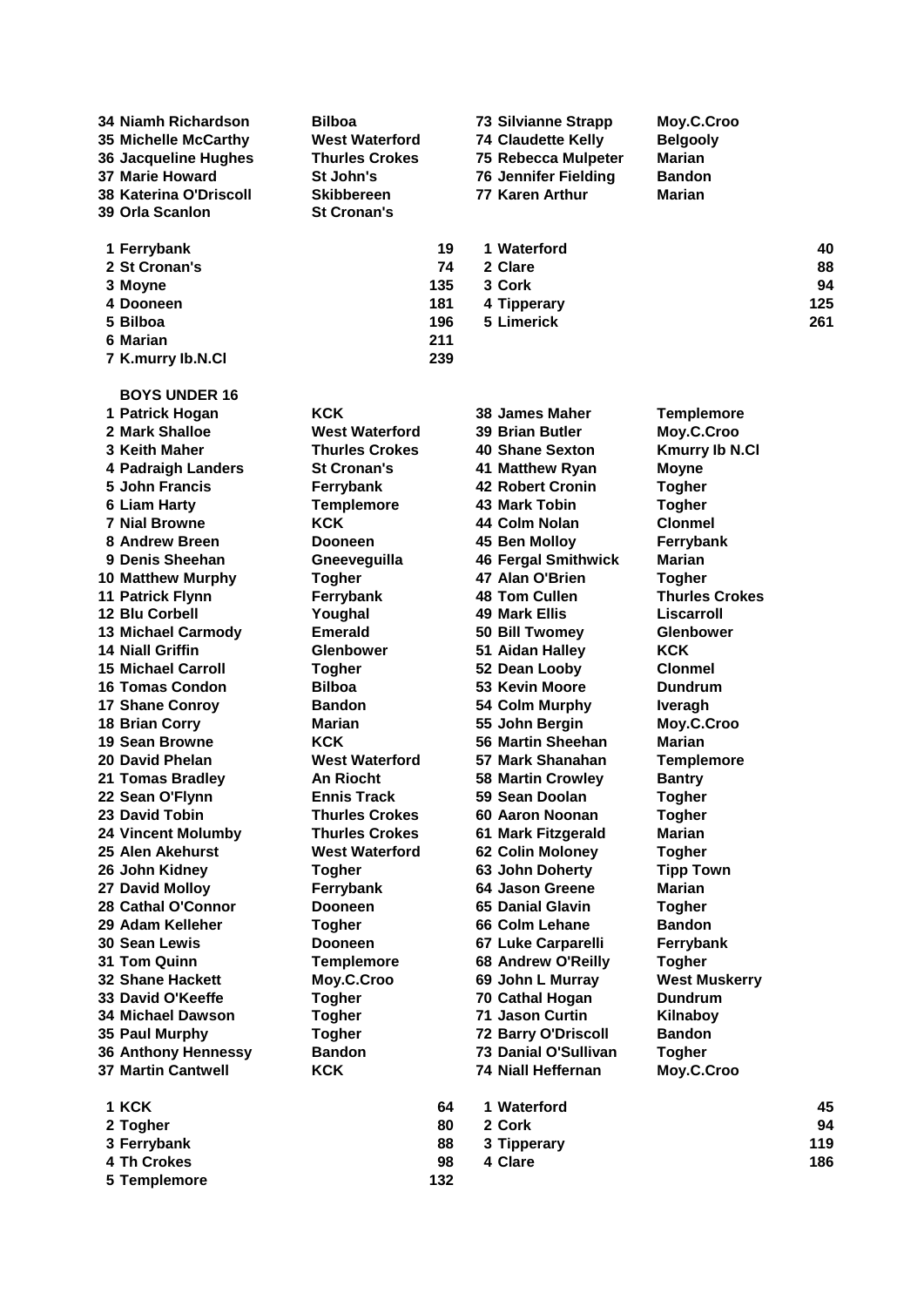| | | | |
|---|---|---|---|
| 34 Niamh Richardson | Bilboa | 73 Silvianne Strapp | Moy.C.Croo |
| 35 Michelle McCarthy | West Waterford | 74 Claudette Kelly | Belgooly |
| 36 Jacqueline Hughes | Thurles Crokes | 75 Rebecca Mulpeter | Marian |
| 37 Marie Howard | St John's | 76 Jennifer Fielding | Bandon |
| 38 Katerina O'Driscoll | Skibbereen | 77 Karen Arthur | Marian |
| 39 Orla Scanlon | St Cronan's | | |

| | | | |
|---|---|---|---|
| 1 Ferrybank | 19 | 1 Waterford | 40 |
| 2 St Cronan's | 74 | 2 Clare | 88 |
| 3 Moyne | 135 | 3 Cork | 94 |
| 4 Dooneen | 181 | 4 Tipperary | 125 |
| 5 Bilboa | 196 | 5 Limerick | 261 |
| 6 Marian | 211 | | |
| 7 K.murry Ib.N.Cl | 239 | | |

**BOYS UNDER 16**

| | | | |
|---|---|---|---|
| 1 Patrick Hogan | KCK | 38 James Maher | Templemore |
| 2 Mark Shalloe | West Waterford | 39 Brian Butler | Moy.C.Croo |
| 3 Keith Maher | Thurles Crokes | 40 Shane Sexton | Kmurry Ib N.Cl |
| 4 Padraigh Landers | St Cronan's | 41 Matthew Ryan | Moyne |
| 5 John Francis | Ferrybank | 42 Robert Cronin | Togher |
| 6 Liam Harty | Templemore | 43 Mark Tobin | Togher |
| 7 Nial Browne | KCK | 44 Colm Nolan | Clonmel |
| 8 Andrew Breen | Dooneen | 45 Ben Molloy | Ferrybank |
| 9 Denis Sheehan | Gneeveguilla | 46 Fergal Smithwick | Marian |
| 10 Matthew Murphy | Togher | 47 Alan O'Brien | Togher |
| 11 Patrick Flynn | Ferrybank | 48 Tom Cullen | Thurles Crokes |
| 12 Blu Corbell | Youghal | 49 Mark Ellis | Liscarroll |
| 13 Michael Carmody | Emerald | 50 Bill Twomey | Glenbower |
| 14 Niall Griffin | Glenbower | 51 Aidan Halley | KCK |
| 15 Michael Carroll | Togher | 52 Dean Looby | Clonmel |
| 16 Tomas Condon | Bilboa | 53 Kevin Moore | Dundrum |
| 17 Shane Conroy | Bandon | 54 Colm Murphy | Iveragh |
| 18 Brian Corry | Marian | 55 John Bergin | Moy.C.Croo |
| 19 Sean Browne | KCK | 56 Martin Sheehan | Marian |
| 20 David Phelan | West Waterford | 57 Mark Shanahan | Templemore |
| 21 Tomas Bradley | An Riocht | 58 Martin Crowley | Bantry |
| 22 Sean O'Flynn | Ennis Track | 59 Sean Doolan | Togher |
| 23 David Tobin | Thurles Crokes | 60 Aaron Noonan | Togher |
| 24 Vincent Molumby | Thurles Crokes | 61 Mark Fitzgerald | Marian |
| 25 Alen Akehurst | West Waterford | 62 Colin Moloney | Togher |
| 26 John Kidney | Togher | 63 John Doherty | Tipp Town |
| 27 David Molloy | Ferrybank | 64 Jason Greene | Marian |
| 28 Cathal O'Connor | Dooneen | 65 Danial Glavin | Togher |
| 29 Adam Kelleher | Togher | 66 Colm Lehane | Bandon |
| 30 Sean Lewis | Dooneen | 67 Luke Carparelli | Ferrybank |
| 31 Tom Quinn | Templemore | 68 Andrew O'Reilly | Togher |
| 32 Shane Hackett | Moy.C.Croo | 69 John L Murray | West Muskerry |
| 33 David O'Keeffe | Togher | 70 Cathal Hogan | Dundrum |
| 34 Michael Dawson | Togher | 71 Jason Curtin | Kilnaboy |
| 35 Paul Murphy | Togher | 72 Barry O'Driscoll | Bandon |
| 36 Anthony Hennessy | Bandon | 73 Danial O'Sullivan | Togher |
| 37 Martin Cantwell | KCK | 74 Niall Heffernan | Moy.C.Croo |

| | | | |
|---|---|---|---|
| 1 KCK | 64 | 1 Waterford | 45 |
| 2 Togher | 80 | 2 Cork | 94 |
| 3 Ferrybank | 88 | 3 Tipperary | 119 |
| 4 Th Crokes | 98 | 4 Clare | 186 |
| 5 Templemore | 132 | | |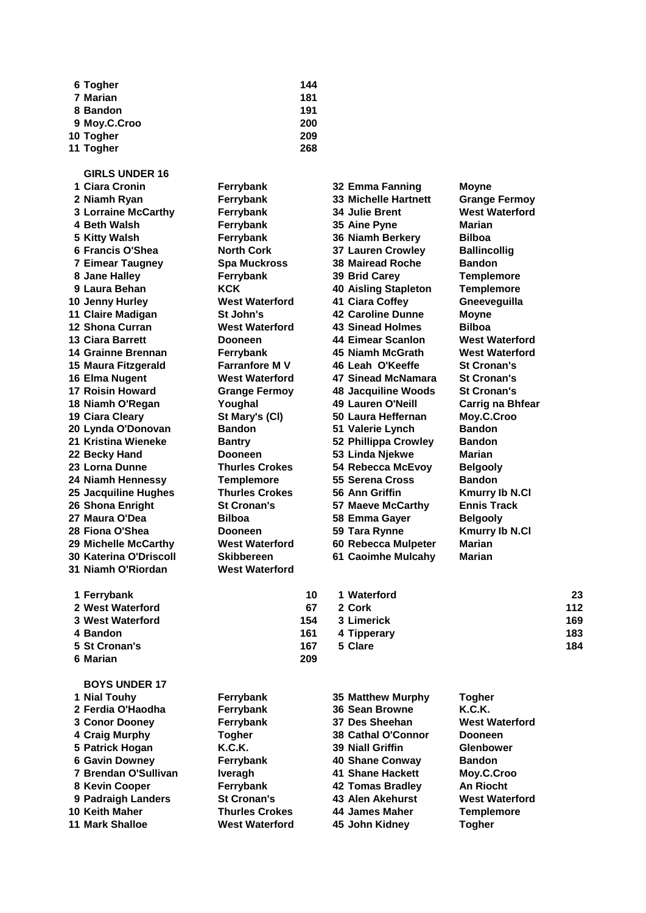| | |
|---|---|
| 6 Togher | 144 |
| 7 Marian | 181 |
| 8 Bandon | 191 |
| 9 Moy.C.Croo | 200 |
| 10 Togher | 209 |
| 11 Togher | 268 |

**GIRLS UNDER 16**

| | |
|---|---|
| 1 Ciara Cronin | Ferrybank |
| 2 Niamh Ryan | Ferrybank |
| 3 Lorraine McCarthy | Ferrybank |
| 4 Beth Walsh | Ferrybank |
| 5 Kitty Walsh | Ferrybank |
| 6 Francis O'Shea | North Cork |
| 7 Eimear Taugney | Spa Muckross |
| 8 Jane Halley | Ferrybank |
| 9 Laura Behan | KCK |
| 10 Jenny Hurley | West Waterford |
| 11 Claire Madigan | St John's |
| 12 Shona Curran | West Waterford |
| 13 Ciara Barrett | Dooneen |
| 14 Grainne Brennan | Ferrybank |
| 15 Maura Fitzgerald | Farranfore M V |
| 16 Elma Nugent | West Waterford |
| 17 Roisin Howard | Grange Fermoy |
| 18 Niamh O'Regan | Youghal |
| 19 Ciara Cleary | St Mary's (Cl) |
| 20 Lynda O'Donovan | Bandon |
| 21 Kristina Wieneke | Bantry |
| 22 Becky Hand | Dooneen |
| 23 Lorna Dunne | Thurles Crokes |
| 24 Niamh Hennessy | Templemore |
| 25 Jacquiline Hughes | Thurles Crokes |
| 26 Shona Enright | St Cronan's |
| 27 Maura O'Dea | Bilboa |
| 28 Fiona O'Shea | Dooneen |
| 29 Michelle McCarthy | West Waterford |
| 30 Katerina O'Driscoll | Skibbereen |
| 31 Niamh O'Riordan | West Waterford |
| 32 Emma Fanning | Moyne |
| 33 Michelle Hartnett | Grange Fermoy |
| 34 Julie Brent | West Waterford |
| 35 Aine Pyne | Marian |
| 36 Niamh Berkery | Bilboa |
| 37 Lauren Crowley | Ballincollig |
| 38 Mairead Roche | Bandon |
| 39 Brid Carey | Templemore |
| 40 Aisling Stapleton | Templemore |
| 41 Ciara Coffey | Gneeveguilla |
| 42 Caroline Dunne | Moyne |
| 43 Sinead Holmes | Bilboa |
| 44 Eimear Scanlon | West Waterford |
| 45 Niamh McGrath | West Waterford |
| 46 Leah O'Keeffe | St Cronan's |
| 47 Sinead McNamara | St Cronan's |
| 48 Jacquiline Woods | St Cronan's |
| 49 Lauren O'Neill | Carrig na Bhfear |
| 50 Laura Heffernan | Moy.C.Croo |
| 51 Valerie Lynch | Bandon |
| 52 Phillippa Crowley | Bandon |
| 53 Linda Njekwe | Marian |
| 54 Rebecca McEvoy | Belgooly |
| 55 Serena Cross | Bandon |
| 56 Ann Griffin | Kmurry Ib N.Cl |
| 57 Maeve McCarthy | Ennis Track |
| 58 Emma Gayer | Belgooly |
| 59 Tara Rynne | Kmurry Ib N.Cl |
| 60 Rebecca Mulpeter | Marian |
| 61 Caoimhe Mulcahy | Marian |

| | |
|---|---|
| 1 Ferrybank | 10 |
| 2 West Waterford | 67 |
| 3 West Waterford | 154 |
| 4 Bandon | 161 |
| 5 St Cronan's | 167 |
| 6 Marian | 209 |

| | |
|---|---|
| 1 Waterford | 23 |
| 2 Cork | 112 |
| 3 Limerick | 169 |
| 4 Tipperary | 183 |
| 5 Clare | 184 |

**BOYS UNDER 17**

| | |
|---|---|
| 1 Nial Touhy | Ferrybank |
| 2 Ferdia O'Haodha | Ferrybank |
| 3 Conor Dooney | Ferrybank |
| 4 Craig Murphy | Togher |
| 5 Patrick Hogan | K.C.K. |
| 6 Gavin Downey | Ferrybank |
| 7 Brendan O'Sullivan | Iveragh |
| 8 Kevin Cooper | Ferrybank |
| 9 Padraigh Landers | St Cronan's |
| 10 Keith Maher | Thurles Crokes |
| 11 Mark Shalloe | West Waterford |
| 35 Matthew Murphy | Togher |
| 36 Sean Browne | K.C.K. |
| 37 Des Sheehan | West Waterford |
| 38 Cathal O'Connor | Dooneen |
| 39 Niall Griffin | Glenbower |
| 40 Shane Conway | Bandon |
| 41 Shane Hackett | Moy.C.Croo |
| 42 Tomas Bradley | An Riocht |
| 43 Alen Akehurst | West Waterford |
| 44 James Maher | Templemore |
| 45 John Kidney | Togher |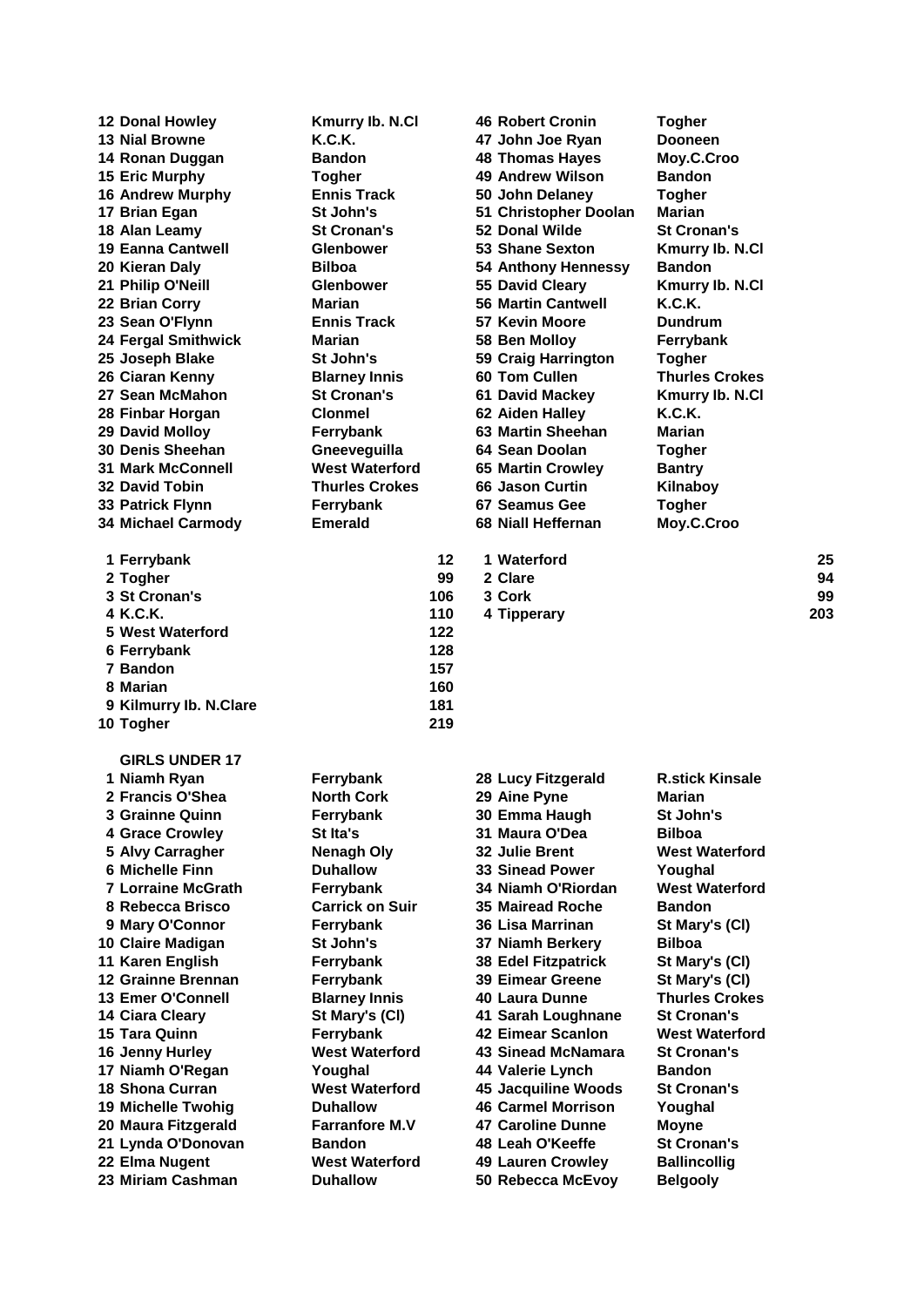| Pos | Name | Club |
|---|---|---|
| 12 | Donal Howley | Kmurry Ib. N.Cl |
| 13 | Nial Browne | K.C.K. |
| 14 | Ronan Duggan | Bandon |
| 15 | Eric Murphy | Togher |
| 16 | Andrew Murphy | Ennis Track |
| 17 | Brian Egan | St John's |
| 18 | Alan Leamy | St Cronan's |
| 19 | Eanna Cantwell | Glenbower |
| 20 | Kieran Daly | Bilboa |
| 21 | Philip O'Neill | Glenbower |
| 22 | Brian Corry | Marian |
| 23 | Sean O'Flynn | Ennis Track |
| 24 | Fergal Smithwick | Marian |
| 25 | Joseph Blake | St John's |
| 26 | Ciaran Kenny | Blarney Innis |
| 27 | Sean McMahon | St Cronan's |
| 28 | Finbar Horgan | Clonmel |
| 29 | David Molloy | Ferrybank |
| 30 | Denis Sheehan | Gneeveguilla |
| 31 | Mark McConnell | West Waterford |
| 32 | David Tobin | Thurles Crokes |
| 33 | Patrick Flynn | Ferrybank |
| 34 | Michael Carmody | Emerald |
| 46 | Robert Cronin | Togher |
| 47 | John Joe Ryan | Dooneen |
| 48 | Thomas Hayes | Moy.C.Croo |
| 49 | Andrew Wilson | Bandon |
| 50 | John Delaney | Togher |
| 51 | Christopher Doolan | Marian |
| 52 | Donal Wilde | St Cronan's |
| 53 | Shane Sexton | Kmurry Ib. N.Cl |
| 54 | Anthony Hennessy | Bandon |
| 55 | David Cleary | Kmurry Ib. N.Cl |
| 56 | Martin Cantwell | K.C.K. |
| 57 | Kevin Moore | Dundrum |
| 58 | Ben Molloy | Ferrybank |
| 59 | Craig Harrington | Togher |
| 60 | Tom Cullen | Thurles Crokes |
| 61 | David Mackey | Kmurry Ib. N.Cl |
| 62 | Aiden Halley | K.C.K. |
| 63 | Martin Sheehan | Marian |
| 64 | Sean Doolan | Togher |
| 65 | Martin Crowley | Bantry |
| 66 | Jason Curtin | Kilnaboy |
| 67 | Seamus Gee | Togher |
| 68 | Niall Heffernan | Moy.C.Croo |

| Pos | Team | Points |
|---|---|---|
| 1 | Ferrybank | 12 |
| 2 | Togher | 99 |
| 3 | St Cronan's | 106 |
| 4 | K.C.K. | 110 |
| 5 | West Waterford | 122 |
| 6 | Ferrybank | 128 |
| 7 | Bandon | 157 |
| 8 | Marian | 160 |
| 9 | Kilmurry Ib. N.Clare | 181 |
| 10 | Togher | 219 |

| Pos | County | Points |
|---|---|---|
| 1 | Waterford | 25 |
| 2 | Clare | 94 |
| 3 | Cork | 99 |
| 4 | Tipperary | 203 |

**GIRLS UNDER 17**

| Pos | Name | Club |
|---|---|---|
| 1 | Niamh Ryan | Ferrybank |
| 2 | Francis O'Shea | North Cork |
| 3 | Grainne Quinn | Ferrybank |
| 4 | Grace Crowley | St Ita's |
| 5 | Alvy Carragher | Nenagh Oly |
| 6 | Michelle Finn | Duhallow |
| 7 | Lorraine McGrath | Ferrybank |
| 8 | Rebecca Brisco | Carrick on Suir |
| 9 | Mary O'Connor | Ferrybank |
| 10 | Claire Madigan | St John's |
| 11 | Karen English | Ferrybank |
| 12 | Grainne Brennan | Ferrybank |
| 13 | Emer O'Connell | Blarney Innis |
| 14 | Ciara Cleary | St Mary's (Cl) |
| 15 | Tara Quinn | Ferrybank |
| 16 | Jenny Hurley | West Waterford |
| 17 | Niamh O'Regan | Youghal |
| 18 | Shona Curran | West Waterford |
| 19 | Michelle Twohig | Duhallow |
| 20 | Maura Fitzgerald | Farranfore M.V |
| 21 | Lynda O'Donovan | Bandon |
| 22 | Elma Nugent | West Waterford |
| 23 | Miriam Cashman | Duhallow |
| 28 | Lucy Fitzgerald | R.stick Kinsale |
| 29 | Aine Pyne | Marian |
| 30 | Emma Haugh | St John's |
| 31 | Maura O'Dea | Bilboa |
| 32 | Julie Brent | West Waterford |
| 33 | Sinead Power | Youghal |
| 34 | Niamh O'Riordan | West Waterford |
| 35 | Mairead Roche | Bandon |
| 36 | Lisa Marrinan | St Mary's (Cl) |
| 37 | Niamh Berkery | Bilboa |
| 38 | Edel Fitzpatrick | St Mary's (Cl) |
| 39 | Eimear Greene | St Mary's (Cl) |
| 40 | Laura Dunne | Thurles Crokes |
| 41 | Sarah Loughnane | St Cronan's |
| 42 | Eimear Scanlon | West Waterford |
| 43 | Sinead McNamara | St Cronan's |
| 44 | Valerie Lynch | Bandon |
| 45 | Jacquiline Woods | St Cronan's |
| 46 | Carmel Morrison | Youghal |
| 47 | Caroline Dunne | Moyne |
| 48 | Leah O'Keeffe | St Cronan's |
| 49 | Lauren Crowley | Ballincollig |
| 50 | Rebecca McEvoy | Belgooly |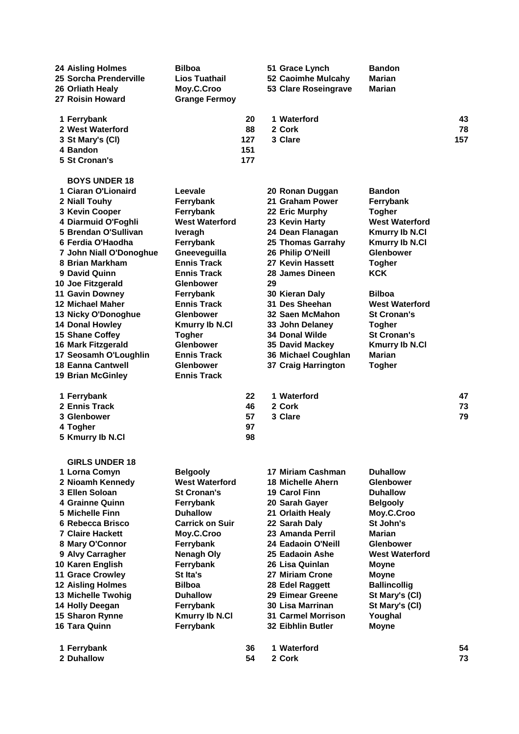| | | | |
|---|---|---|---|
| 24 Aisling Holmes | Bilboa | 51 Grace Lynch | Bandon |
| 25 Sorcha Prenderville | Lios Tuathail | 52 Caoimhe Mulcahy | Marian |
| 26 Orliath Healy | Moy.C.Croo | 53 Clare Roseingrave | Marian |
| 27 Roisin Howard | Grange Fermoy | | |

| | | | |
|---|---|---|---|
| 1 Ferrybank | 20 | 1 Waterford | 43 |
| 2 West Waterford | 88 | 2 Cork | 78 |
| 3 St Mary's (Cl) | 127 | 3 Clare | 157 |
| 4 Bandon | 151 | | |
| 5 St Cronan's | 177 | | |

**BOYS UNDER 18**

| | | | |
|---|---|---|---|
| 1 Ciaran O'Lionaird | Leevale | 20 Ronan Duggan | Bandon |
| 2 Niall Touhy | Ferrybank | 21 Graham Power | Ferrybank |
| 3 Kevin Cooper | Ferrybank | 22 Eric Murphy | Togher |
| 4 Diarmuid O'Foghli | West Waterford | 23 Kevin Harty | West Waterford |
| 5 Brendan O'Sullivan | Iveragh | 24 Dean Flanagan | Kmurry Ib N.Cl |
| 6 Ferdia O'Haodha | Ferrybank | 25 Thomas Garrahy | Kmurry Ib N.Cl |
| 7 John Niall O'Donoghue | Gneeveguilla | 26 Philip O'Neill | Glenbower |
| 8 Brian Markham | Ennis Track | 27 Kevin Hassett | Togher |
| 9 David Quinn | Ennis Track | 28 James Dineen | KCK |
| 10 Joe Fitzgerald | Glenbower | 29 | |
| 11 Gavin Downey | Ferrybank | 30 Kieran Daly | Bilboa |
| 12 Michael Maher | Ennis Track | 31 Des Sheehan | West Waterford |
| 13 Nicky O'Donoghue | Glenbower | 32 Saen McMahon | St Cronan's |
| 14 Donal Howley | Kmurry Ib N.Cl | 33 John Delaney | Togher |
| 15 Shane Coffey | Togher | 34 Donal Wilde | St Cronan's |
| 16 Mark Fitzgerald | Glenbower | 35 David Mackey | Kmurry Ib N.Cl |
| 17 Seosamh O'Loughlin | Ennis Track | 36 Michael Coughlan | Marian |
| 18 Eanna Cantwell | Glenbower | 37 Craig Harrington | Togher |
| 19 Brian McGinley | Ennis Track | | |

| | | | |
|---|---|---|---|
| 1 Ferrybank | 22 | 1 Waterford | 47 |
| 2 Ennis Track | 46 | 2 Cork | 73 |
| 3 Glenbower | 57 | 3 Clare | 79 |
| 4 Togher | 97 | | |
| 5 Kmurry Ib N.Cl | 98 | | |

**GIRLS UNDER 18**

| | | | |
|---|---|---|---|
| 1 Lorna Comyn | Belgooly | 17 Miriam Cashman | Duhallow |
| 2 Nioamh Kennedy | West Waterford | 18 Michelle Ahern | Glenbower |
| 3 Ellen Soloan | St Cronan's | 19 Carol Finn | Duhallow |
| 4 Grainne Quinn | Ferrybank | 20 Sarah Gayer | Belgooly |
| 5 Michelle Finn | Duhallow | 21 Orlaith Healy | Moy.C.Croo |
| 6 Rebecca Brisco | Carrick on Suir | 22 Sarah Daly | St John's |
| 7 Claire Hackett | Moy.C.Croo | 23 Amanda Perril | Marian |
| 8 Mary O'Connor | Ferrybank | 24 Eadaoin O'Neill | Glenbower |
| 9 Alvy Carragher | Nenagh Oly | 25 Eadaoin Ashe | West Waterford |
| 10 Karen English | Ferrybank | 26 Lisa Quinlan | Moyne |
| 11 Grace Crowley | St Ita's | 27 Miriam Crone | Moyne |
| 12 Aisling Holmes | Bilboa | 28 Edel Raggett | Ballincollig |
| 13 Michelle Twohig | Duhallow | 29 Eimear Greene | St Mary's (Cl) |
| 14 Holly Deegan | Ferrybank | 30 Lisa Marrinan | St Mary's (Cl) |
| 15 Sharon Rynne | Kmurry Ib N.Cl | 31 Carmel Morrison | Youghal |
| 16 Tara Quinn | Ferrybank | 32 Eibhlin Butler | Moyne |

| | | | |
|---|---|---|---|
| 1 Ferrybank | 36 | 1 Waterford | 54 |
| 2 Duhallow | 54 | 2 Cork | 73 |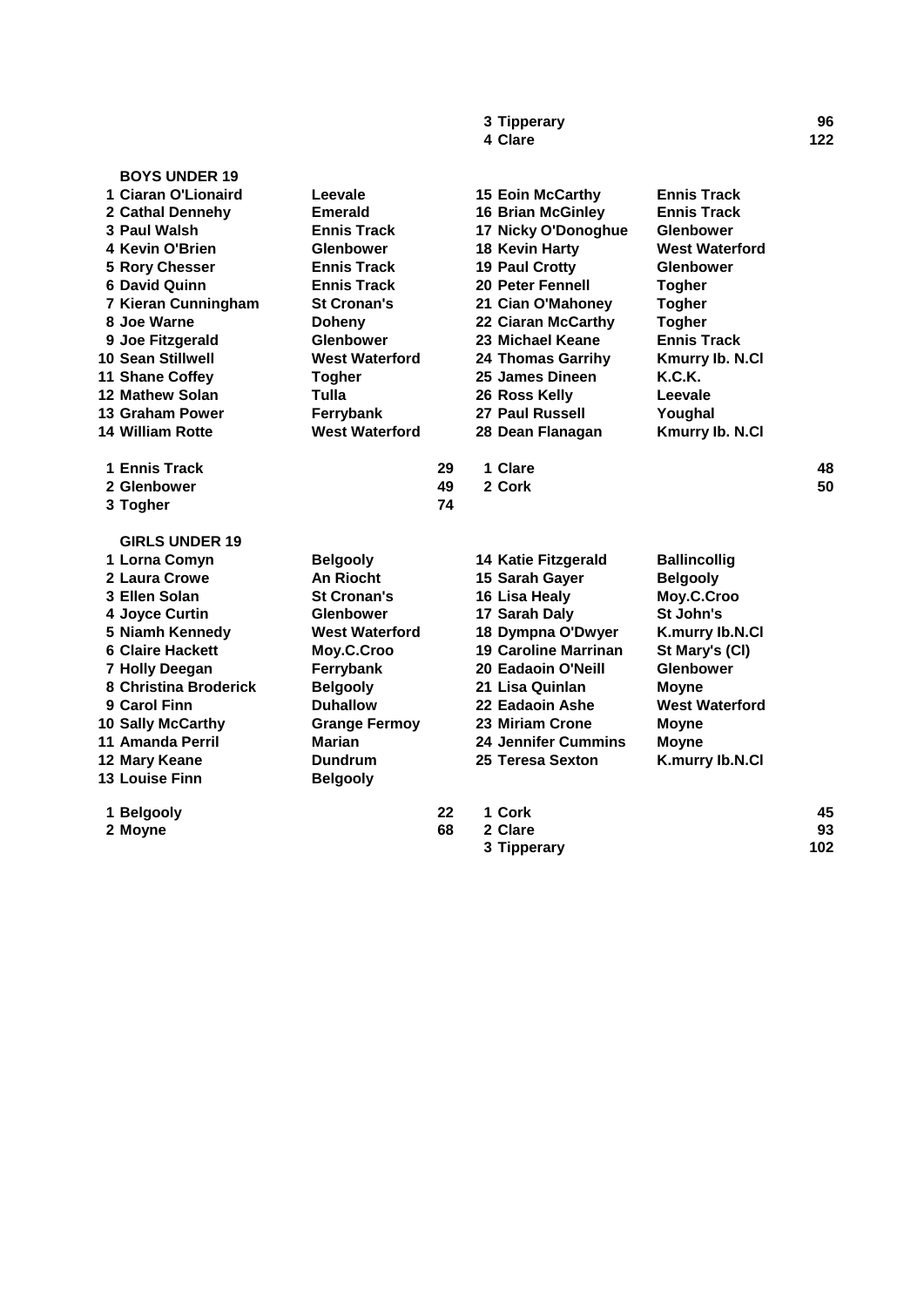| | |
|---|---|
| 3 Tipperary | 96 |
| 4 Clare | 122 |

### BOYS UNDER 19

| | | | |
|---|---|---|---|
| 1 Ciaran O'Lionaird | Leevale | 15 Eoin McCarthy | Ennis Track |
| 2 Cathal Dennehy | Emerald | 16 Brian McGinley | Ennis Track |
| 3 Paul Walsh | Ennis Track | 17 Nicky O'Donoghue | Glenbower |
| 4 Kevin O'Brien | Glenbower | 18 Kevin Harty | West Waterford |
| 5 Rory Chesser | Ennis Track | 19 Paul Crotty | Glenbower |
| 6 David Quinn | Ennis Track | 20 Peter Fennell | Togher |
| 7 Kieran Cunningham | St Cronan's | 21 Cian O'Mahoney | Togher |
| 8 Joe Warne | Doheny | 22 Ciaran McCarthy | Togher |
| 9 Joe Fitzgerald | Glenbower | 23 Michael Keane | Ennis Track |
| 10 Sean Stillwell | West Waterford | 24 Thomas Garrihy | Kmurry Ib. N.Cl |
| 11 Shane Coffey | Togher | 25 James Dineen | K.C.K. |
| 12 Mathew Solan | Tulla | 26 Ross Kelly | Leevale |
| 13 Graham Power | Ferrybank | 27 Paul Russell | Youghal |
| 14 William Rotte | West Waterford | 28 Dean Flanagan | Kmurry Ib. N.Cl |

| | | | |
|---|---|---|---|
| 1 Ennis Track | 29 | 1 Clare | 48 |
| 2 Glenbower | 49 | 2 Cork | 50 |
| 3 Togher | 74 | | |

### GIRLS UNDER 19

| | | | |
|---|---|---|---|
| 1 Lorna Comyn | Belgooly | 14 Katie Fitzgerald | Ballincollig |
| 2 Laura Crowe | An Riocht | 15 Sarah Gayer | Belgooly |
| 3 Ellen Solan | St Cronan's | 16 Lisa Healy | Moy.C.Croo |
| 4 Joyce Curtin | Glenbower | 17 Sarah Daly | St John's |
| 5 Niamh Kennedy | West Waterford | 18 Dympna O'Dwyer | K.murry Ib.N.Cl |
| 6 Claire Hackett | Moy.C.Croo | 19 Caroline Marrinan | St Mary's (Cl) |
| 7 Holly Deegan | Ferrybank | 20 Eadaoin O'Neill | Glenbower |
| 8 Christina Broderick | Belgooly | 21 Lisa Quinlan | Moyne |
| 9 Carol Finn | Duhallow | 22 Eadaoin Ashe | West Waterford |
| 10 Sally McCarthy | Grange Fermoy | 23 Miriam Crone | Moyne |
| 11 Amanda Perril | Marian | 24 Jennifer Cummins | Moyne |
| 12 Mary Keane | Dundrum | 25 Teresa Sexton | K.murry Ib.N.Cl |
| 13 Louise Finn | Belgooly | | |

| | | | |
|---|---|---|---|
| 1 Belgooly | 22 | 1 Cork | 45 |
| 2 Moyne | 68 | 2 Clare | 93 |
| | | 3 Tipperary | 102 |